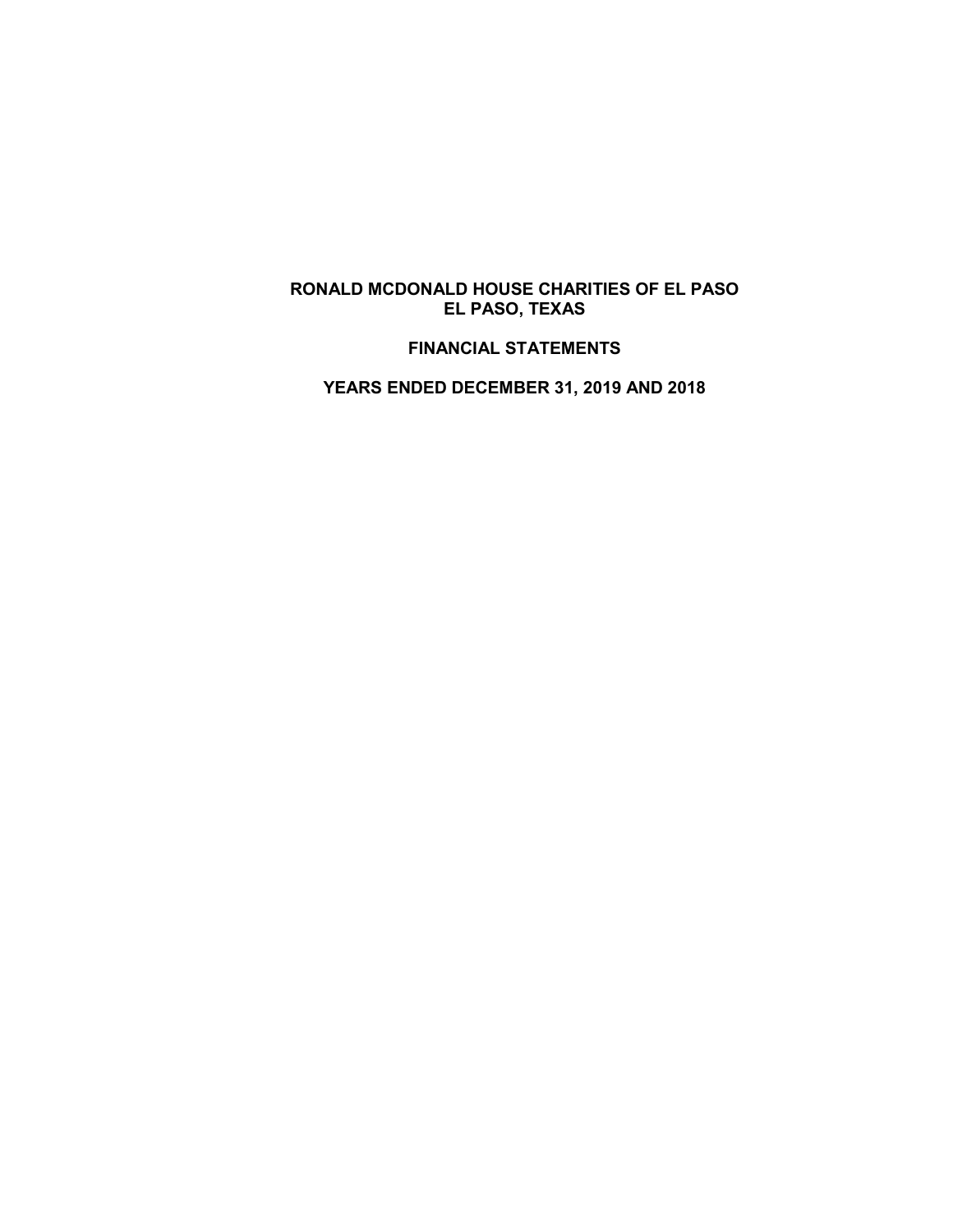# RONALD MCDONALD HOUSE CHARITIES OF EL PASO
## EL PASO, TEXAS

## FINANCIAL STATEMENTS

## YEARS ENDED DECEMBER 31, 2019 AND 2018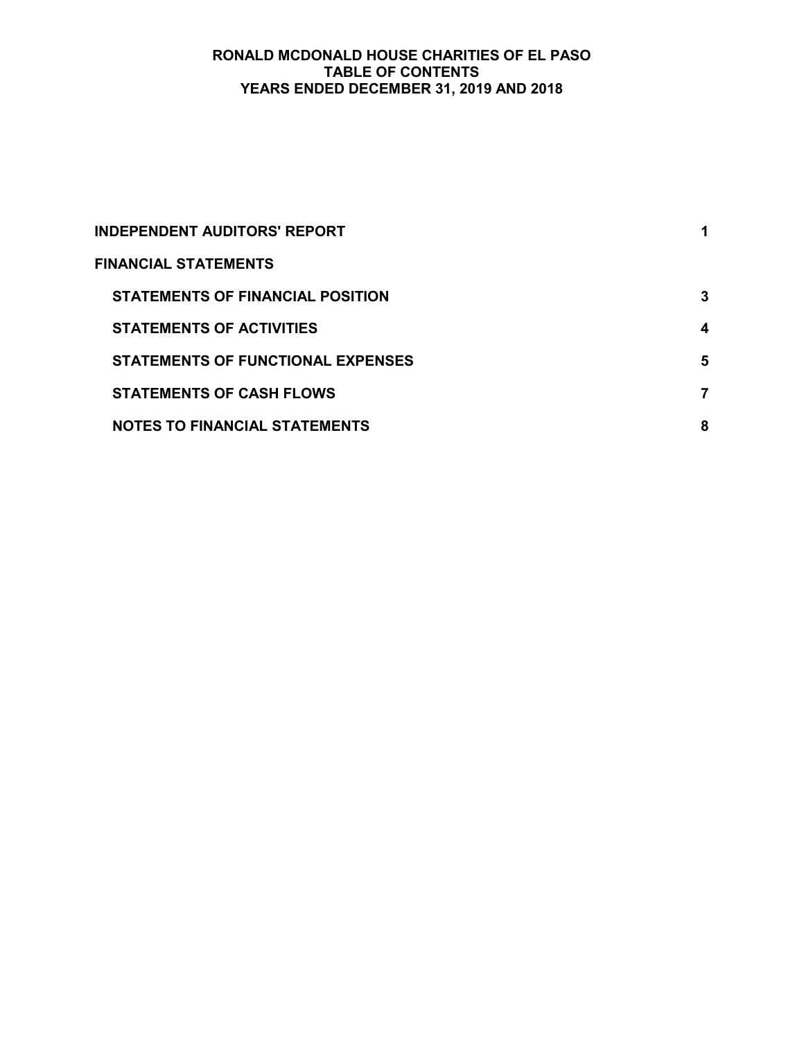# RONALD MCDONALD HOUSE CHARITIES OF EL PASO
## TABLE OF CONTENTS
## YEARS ENDED DECEMBER 31, 2019 AND 2018

| | |
|---|---|
| **INDEPENDENT AUDITORS' REPORT** | **1** |
| **FINANCIAL STATEMENTS** | |
| **STATEMENTS OF FINANCIAL POSITION** | **3** |
| **STATEMENTS OF ACTIVITIES** | **4** |
| **STATEMENTS OF FUNCTIONAL EXPENSES** | **5** |
| **STATEMENTS OF CASH FLOWS** | **7** |
| **NOTES TO FINANCIAL STATEMENTS** | **8** |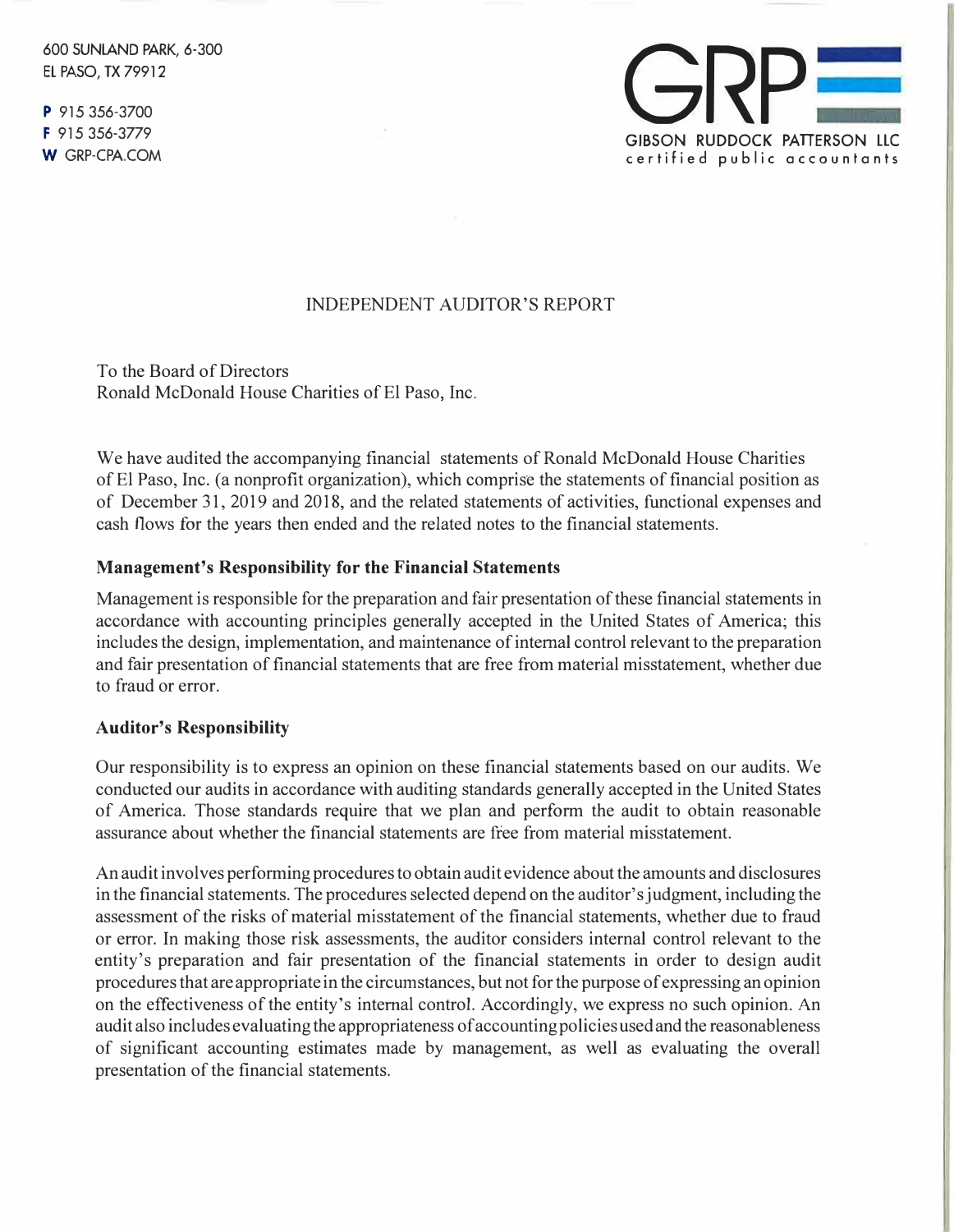600 SUNLAND PARK, 6-300
EL PASO, TX 79912

**P** 915 356-3700
**F** 915 356-3779
**W** GRP-CPA.COM

GRP
GIBSON RUDDOCK PATTERSON LLC
certified public accountants

# INDEPENDENT AUDITOR'S REPORT

To the Board of Directors
Ronald McDonald House Charities of El Paso, Inc.

We have audited the accompanying financial statements of Ronald McDonald House Charities of El Paso, Inc. (a nonprofit organization), which comprise the statements of financial position as of December 31, 2019 and 2018, and the related statements of activities, functional expenses and cash flows for the years then ended and the related notes to the financial statements.

## Management's Responsibility for the Financial Statements

Management is responsible for the preparation and fair presentation of these financial statements in accordance with accounting principles generally accepted in the United States of America; this includes the design, implementation, and maintenance of internal control relevant to the preparation and fair presentation of financial statements that are free from material misstatement, whether due to fraud or error.

## Auditor's Responsibility

Our responsibility is to express an opinion on these financial statements based on our audits. We conducted our audits in accordance with auditing standards generally accepted in the United States of America. Those standards require that we plan and perform the audit to obtain reasonable assurance about whether the financial statements are free from material misstatement.

An audit involves performing procedures to obtain audit evidence about the amounts and disclosures in the financial statements. The procedures selected depend on the auditor's judgment, including the assessment of the risks of material misstatement of the financial statements, whether due to fraud or error. In making those risk assessments, the auditor considers internal control relevant to the entity's preparation and fair presentation of the financial statements in order to design audit procedures that are appropriate in the circumstances, but not for the purpose of expressing an opinion on the effectiveness of the entity's internal control. Accordingly, we express no such opinion. An audit also includes evaluating the appropriateness of accounting policies used and the reasonableness of significant accounting estimates made by management, as well as evaluating the overall presentation of the financial statements.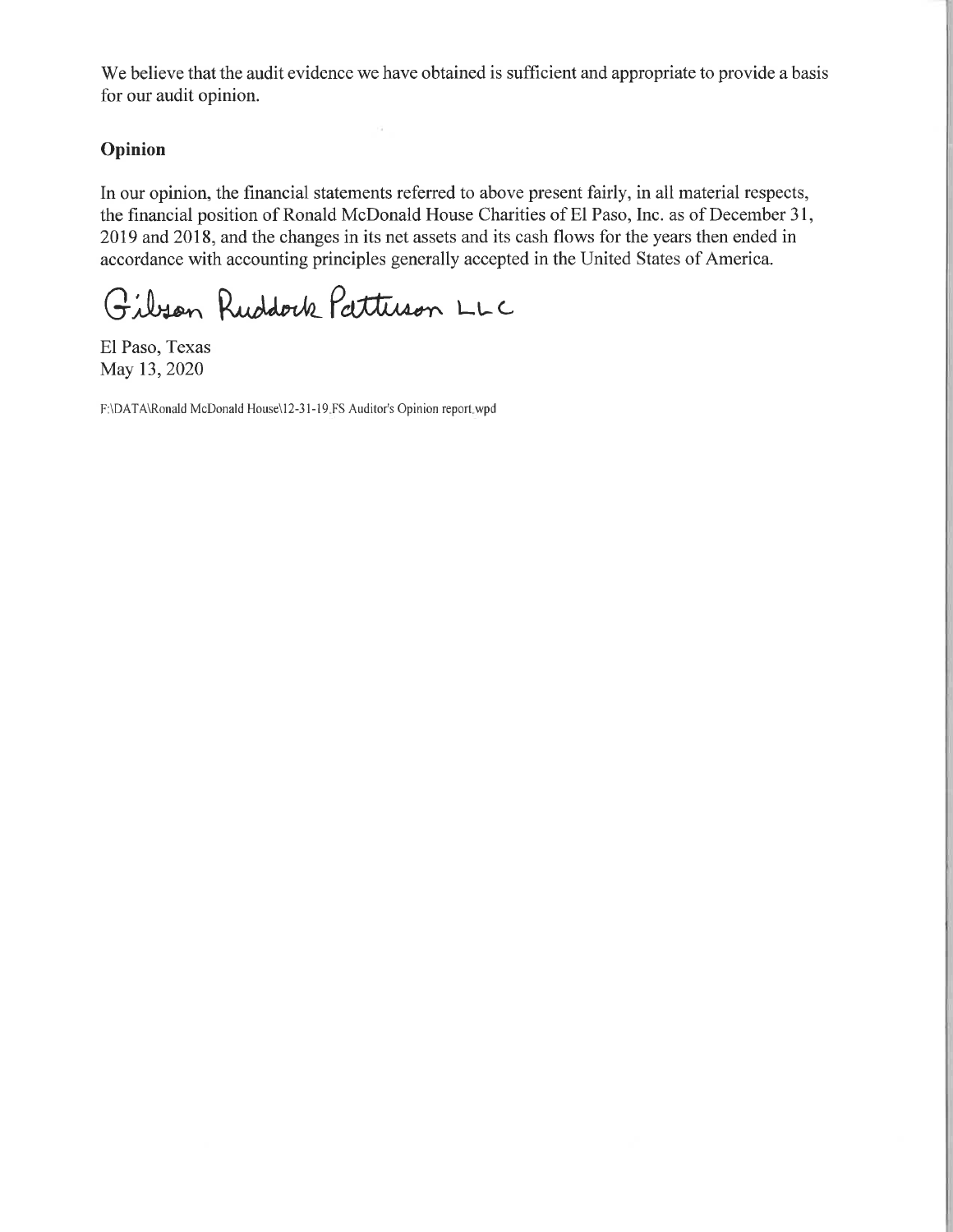We believe that the audit evidence we have obtained is sufficient and appropriate to provide a basis for our audit opinion.

### Opinion

In our opinion, the financial statements referred to above present fairly, in all material respects, the financial position of Ronald McDonald House Charities of El Paso, Inc. as of December 31, 2019 and 2018, and the changes in its net assets and its cash flows for the years then ended in accordance with accounting principles generally accepted in the United States of America.

Gibson Ruddock Patterson LLC

El Paso, Texas
May 13, 2020

F:\DATA\Ronald McDonald House\12-31-19 FS Auditor's Opinion report.wpd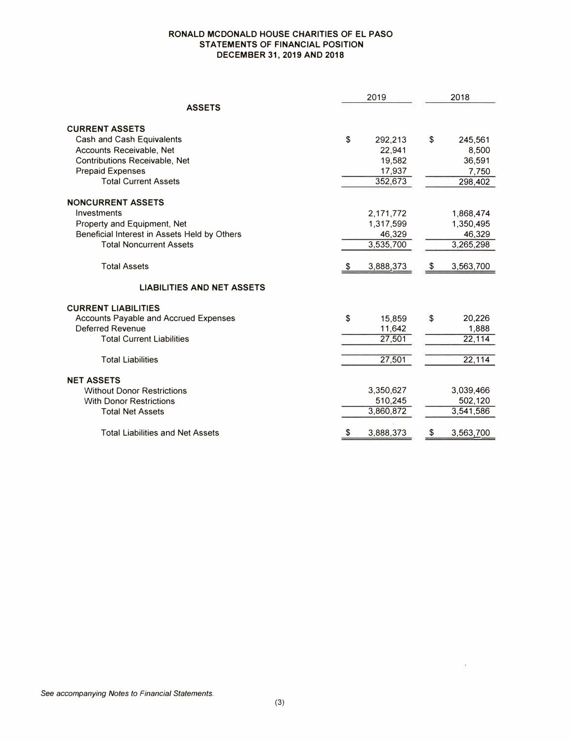# RONALD MCDONALD HOUSE CHARITIES OF EL PASO
## STATEMENTS OF FINANCIAL POSITION
### DECEMBER 31, 2019 AND 2018

| | 2019 | 2018 |
|---|---|---|
| **ASSETS** | | |
| **CURRENT ASSETS** | | |
| Cash and Cash Equivalents | $ 292,213 | $ 245,561 |
| Accounts Receivable, Net | 22,941 | 8,500 |
| Contributions Receivable, Net | 19,582 | 36,591 |
| Prepaid Expenses | 17,937 | 7,750 |
| Total Current Assets | 352,673 | 298,402 |
| **NONCURRENT ASSETS** | | |
| Investments | 2,171,772 | 1,868,474 |
| Property and Equipment, Net | 1,317,599 | 1,350,495 |
| Beneficial Interest in Assets Held by Others | 46,329 | 46,329 |
| Total Noncurrent Assets | 3,535,700 | 3,265,298 |
| Total Assets | $ 3,888,373 | $ 3,563,700 |
| **LIABILITIES AND NET ASSETS** | | |
| **CURRENT LIABILITIES** | | |
| Accounts Payable and Accrued Expenses | $ 15,859 | $ 20,226 |
| Deferred Revenue | 11,642 | 1,888 |
| Total Current Liabilities | 27,501 | 22,114 |
| Total Liabilities | 27,501 | 22,114 |
| **NET ASSETS** | | |
| Without Donor Restrictions | 3,350,627 | 3,039,466 |
| With Donor Restrictions | 510,245 | 502,120 |
| Total Net Assets | 3,860,872 | 3,541,586 |
| Total Liabilities and Net Assets | $ 3,888,373 | $ 3,563,700 |

*See accompanying Notes to Financial Statements.*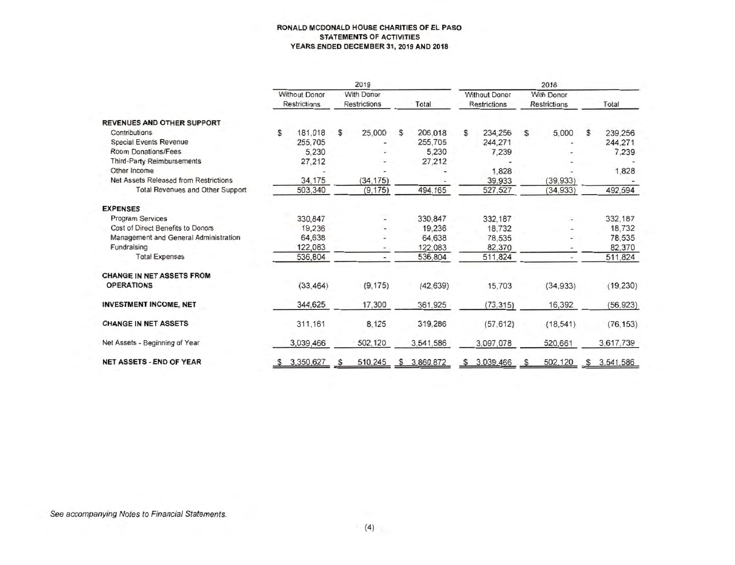**RONALD MCDONALD HOUSE CHARITIES OF EL PASO**
**STATEMENTS OF ACTIVITIES**
**YEARS ENDED DECEMBER 31, 2019 AND 2018**

| | 2019 | | | 2018 | | |
|---|---|---|---|---|---|---|
| | Without Donor Restrictions | With Donor Restrictions | Total | Without Donor Restrictions | With Donor Restrictions | Total |
| **REVENUES AND OTHER SUPPORT** | | | | | | |
| Contributions | $ 181,018 | $ 25,000 | $ 206,018 | $ 234,256 | $ 5,000 | $ 239,256 |
| Special Events Revenue | 255,705 | - | 255,705 | 244,271 | - | 244,271 |
| Room Donations/Fees | 5,230 | - | 5,230 | 7,239 | - | 7,239 |
| Third-Party Reimbursements | 27,212 | - | 27,212 | - | - | - |
| Other Income | - | - | - | 1,828 | - | 1,828 |
| Net Assets Released from Restrictions | 34,175 | (34,175) | - | 39,933 | (39,933) | - |
| Total Revenues and Other Support | 503,340 | (9,175) | 494,165 | 527,527 | (34,933) | 492,594 |
| **EXPENSES** | | | | | | |
| Program Services | 330,847 | - | 330,847 | 332,187 | - | 332,187 |
| Cost of Direct Benefits to Donors | 19,236 | - | 19,236 | 18,732 | - | 18,732 |
| Management and General Administration | 64,638 | - | 64,638 | 78,535 | - | 78,535 |
| Fundraising | 122,083 | - | 122,083 | 82,370 | - | 82,370 |
| Total Expenses | 536,804 | - | 536,804 | 511,824 | - | 511,824 |
| **CHANGE IN NET ASSETS FROM OPERATIONS** | (33,464) | (9,175) | (42,639) | 15,703 | (34,933) | (19,230) |
| **INVESTMENT INCOME, NET** | 344,625 | 17,300 | 361,925 | (73,315) | 16,392 | (56,923) |
| **CHANGE IN NET ASSETS** | 311,161 | 8,125 | 319,286 | (57,612) | (18,541) | (76,153) |
| Net Assets - Beginning of Year | 3,039,466 | 502,120 | 3,541,586 | 3,097,078 | 520,661 | 3,617,739 |
| **NET ASSETS - END OF YEAR** | $ 3,350,627 | $ 510,245 | $ 3,860,872 | $ 3,039,466 | $ 502,120 | $ 3,541,586 |

*See accompanying Notes to Financial Statements.*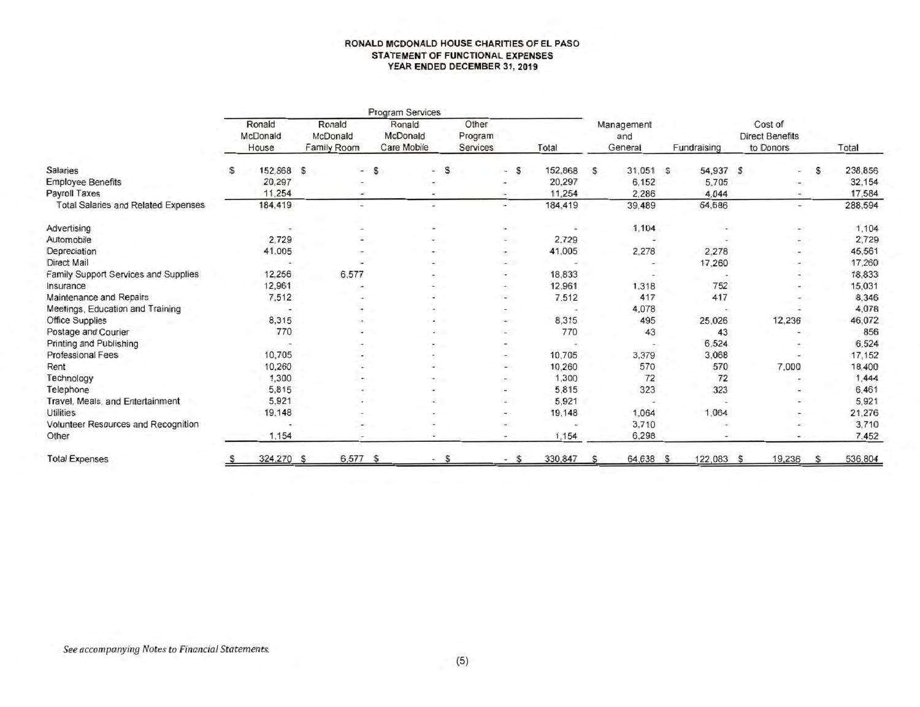# RONALD MCDONALD HOUSE CHARITIES OF EL PASO
## STATEMENT OF FUNCTIONAL EXPENSES
### YEAR ENDED DECEMBER 31, 2019

| | Program Services | | | | | | | | |
|---|---|---|---|---|---|---|---|---|---|
| | Ronald McDonald House | Ronald McDonald Family Room | Ronald McDonald Care Mobile | Other Program Services | Total | Management and General | Fundraising | Cost of Direct Benefits to Donors | Total |
| Salaries | $ 152,868 | $ - | $ - | $ - | $ 152,868 | $ 31,051 | $ 54,937 | $ - | $ 238,856 |
| Employee Benefits | 20,297 | - | - | - | 20,297 | 6,152 | 5,705 | - | 32,154 |
| Payroll Taxes | 11,254 | - | - | - | 11,254 | 2,286 | 4,044 | - | 17,584 |
| Total Salaries and Related Expenses | 184,419 | - | - | - | 184,419 | 39,489 | 64,686 | - | 288,594 |
| Advertising | - | - | - | - | - | 1,104 | - | - | 1,104 |
| Automobile | 2,729 | - | - | - | 2,729 | - | - | - | 2,729 |
| Depreciation | 41,005 | - | - | - | 41,005 | 2,278 | 2,278 | - | 45,561 |
| Direct Mail | - | - | - | - | - | - | 17,260 | - | 17,260 |
| Family Support Services and Supplies | 12,256 | 6,577 | - | - | 18,833 | - | - | - | 18,833 |
| Insurance | 12,961 | - | - | - | 12,961 | 1,318 | 752 | - | 15,031 |
| Maintenance and Repairs | 7,512 | - | - | - | 7,512 | 417 | 417 | - | 8,346 |
| Meetings, Education and Training | - | - | - | - | - | 4,078 | - | - | 4,078 |
| Office Supplies | 8,315 | - | - | - | 8,315 | 495 | 25,026 | 12,236 | 46,072 |
| Postage and Courier | 770 | - | - | - | 770 | 43 | 43 | - | 856 |
| Printing and Publishing | - | - | - | - | - | - | 6,524 | - | 6,524 |
| Professional Fees | 10,705 | - | - | - | 10,705 | 3,379 | 3,068 | - | 17,152 |
| Rent | 10,260 | - | - | - | 10,260 | 570 | 570 | 7,000 | 18,400 |
| Technology | 1,300 | - | - | - | 1,300 | 72 | 72 | - | 1,444 |
| Telephone | 5,815 | - | - | - | 5,815 | 323 | 323 | - | 6,461 |
| Travel, Meals, and Entertainment | 5,921 | - | - | - | 5,921 | - | - | - | 5,921 |
| Utilities | 19,148 | - | - | - | 19,148 | 1,064 | 1,064 | - | 21,276 |
| Volunteer Resources and Recognition | - | - | - | - | - | 3,710 | - | - | 3,710 |
| Other | 1,154 | - | - | - | 1,154 | 6,298 | - | - | 7,452 |
| Total Expenses | $ 324,270 | $ 6,577 | $ - | $ - | $ 330,847 | $ 64,638 | $ 122,083 | $ 19,236 | $ 536,804 |

*See accompanying Notes to Financial Statements.*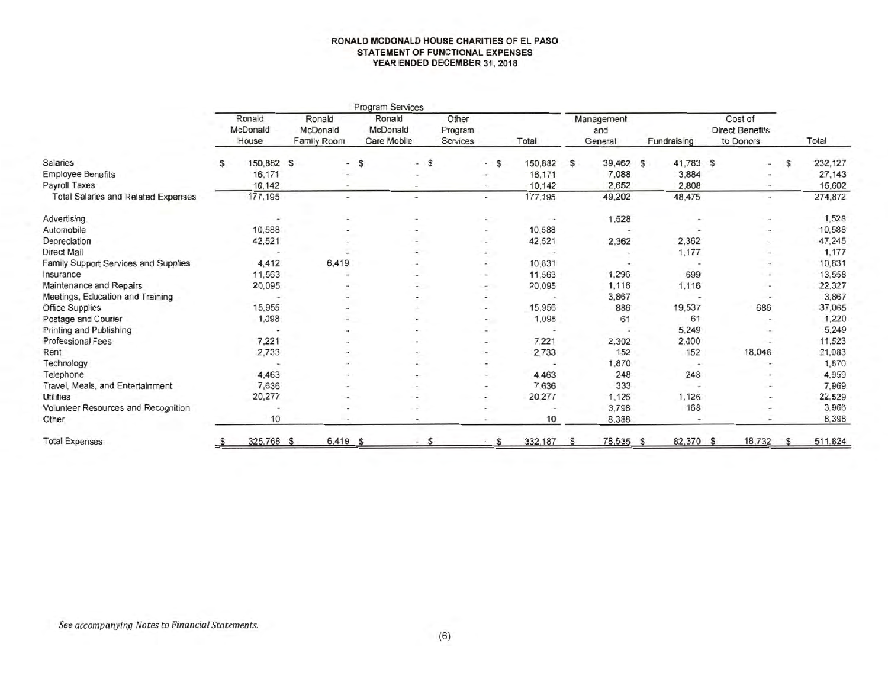# RONALD MCDONALD HOUSE CHARITIES OF EL PASO
## STATEMENT OF FUNCTIONAL EXPENSES
### YEAR ENDED DECEMBER 31, 2018

| | Program Services | | | | | | | | |
|---|---|---|---|---|---|---|---|---|---|
| | Ronald McDonald House | Ronald McDonald Family Room | Ronald McDonald Care Mobile | Other Program Services | Total | Management and General | Fundraising | Cost of Direct Benefits to Donors | Total |
| Salaries | $ 150,882 | $ - | $ - | $ - | $ 150,882 | $ 39,462 | $ 41,783 | $ - | $ 232,127 |
| Employee Benefits | 16,171 | - | - | - | 16,171 | 7,088 | 3,884 | - | 27,143 |
| Payroll Taxes | 10,142 | - | - | - | 10,142 | 2,652 | 2,808 | - | 15,602 |
| Total Salaries and Related Expenses | 177,195 | - | - | - | 177,195 | 49,202 | 48,475 | - | 274,872 |
| Advertising | - | - | - | - | - | 1,528 | - | - | 1,528 |
| Automobile | 10,588 | - | - | - | 10,588 | - | - | - | 10,588 |
| Depreciation | 42,521 | - | - | - | 42,521 | 2,362 | 2,362 | - | 47,245 |
| Direct Mail | - | - | - | - | - | - | 1,177 | - | 1,177 |
| Family Support Services and Supplies | 4,412 | 6,419 | - | - | 10,831 | - | - | - | 10,831 |
| Insurance | 11,563 | - | - | - | 11,563 | 1,296 | 699 | - | 13,558 |
| Maintenance and Repairs | 20,095 | - | - | - | 20,095 | 1,116 | 1,116 | - | 22,327 |
| Meetings, Education and Training | - | - | - | - | - | 3,867 | - | - | 3,867 |
| Office Supplies | 15,956 | - | - | - | 15,956 | 886 | 19,537 | 686 | 37,065 |
| Postage and Courier | 1,098 | - | - | - | 1,098 | 61 | 61 | - | 1,220 |
| Printing and Publishing | - | - | - | - | - | - | 5,249 | - | 5,249 |
| Professional Fees | 7,221 | - | - | - | 7,221 | 2,302 | 2,000 | - | 11,523 |
| Rent | 2,733 | - | - | - | 2,733 | 152 | 152 | 18,046 | 21,083 |
| Technology | - | - | - | - | - | 1,870 | - | - | 1,870 |
| Telephone | 4,463 | - | - | - | 4,463 | 248 | 248 | - | 4,959 |
| Travel, Meals, and Entertainment | 7,636 | - | - | - | 7,636 | 333 | - | - | 7,969 |
| Utilities | 20,277 | - | - | - | 20,277 | 1,126 | 1,126 | - | 22,529 |
| Volunteer Resources and Recognition | - | - | - | - | - | 3,798 | 168 | - | 3,966 |
| Other | 10 | - | - | - | 10 | 8,388 | - | - | 8,398 |
| Total Expenses | $ 325,768 | $ 6,419 | $ - | $ - | $ 332,187 | $ 78,535 | $ 82,370 | $ 18,732 | $ 511,824 |

*See accompanying Notes to Financial Statements.*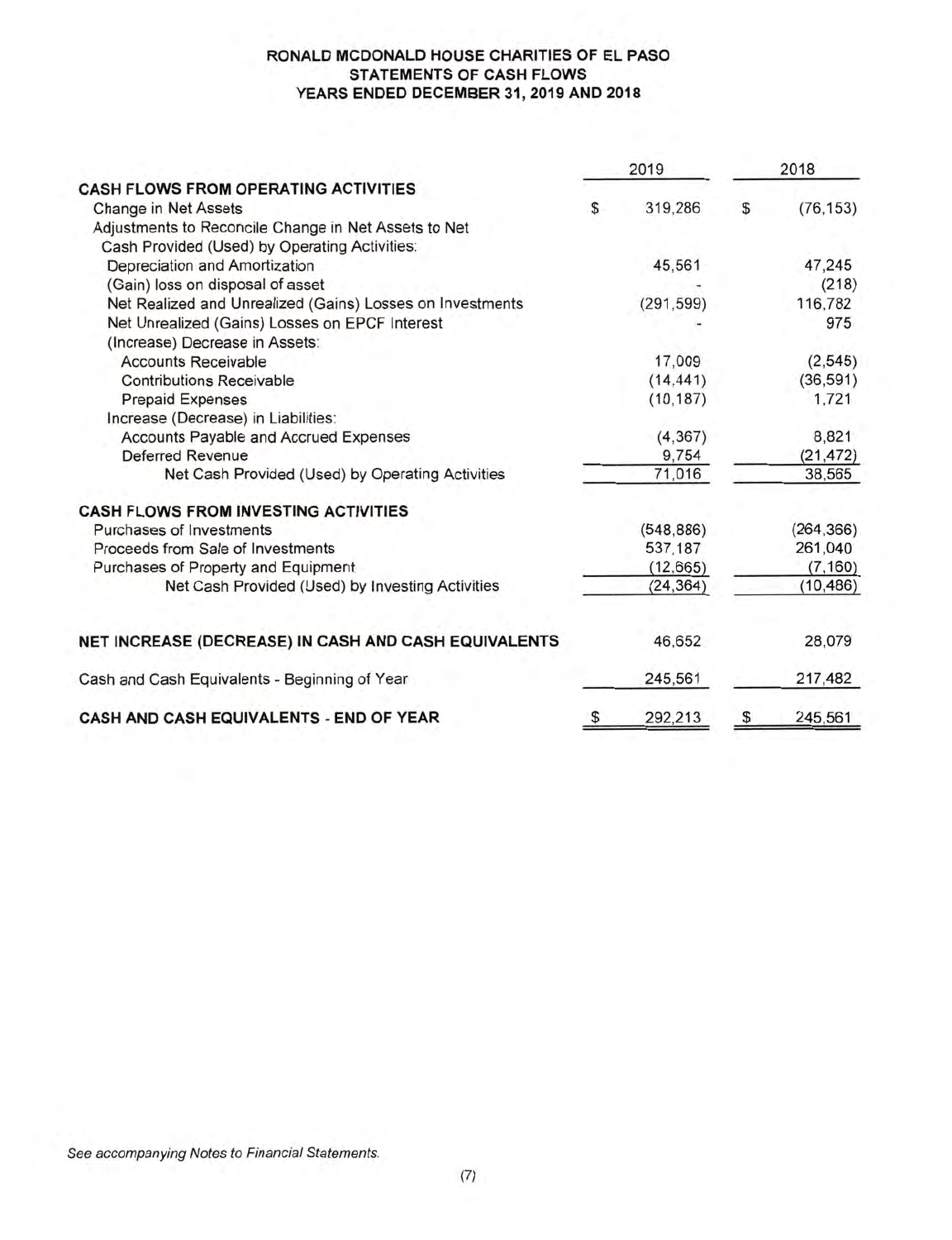# RONALD MCDONALD HOUSE CHARITIES OF EL PASO
## STATEMENTS OF CASH FLOWS
## YEARS ENDED DECEMBER 31, 2019 AND 2018

| | 2019 | 2018 |
|---|---|---|
| **CASH FLOWS FROM OPERATING ACTIVITIES** | | |
| Change in Net Assets | $ 319,286 | $ (76,153) |
| Adjustments to Reconcile Change in Net Assets to Net Cash Provided (Used) by Operating Activities: | | |
| Depreciation and Amortization | 45,561 | 47,245 |
| (Gain) loss on disposal of asset | - | (218) |
| Net Realized and Unrealized (Gains) Losses on Investments | (291,599) | 116,782 |
| Net Unrealized (Gains) Losses on EPCF Interest | - | 975 |
| (Increase) Decrease in Assets: | | |
| Accounts Receivable | 17,009 | (2,545) |
| Contributions Receivable | (14,441) | (36,591) |
| Prepaid Expenses | (10,187) | 1,721 |
| Increase (Decrease) in Liabilities: | | |
| Accounts Payable and Accrued Expenses | (4,367) | 8,821 |
| Deferred Revenue | 9,754 | (21,472) |
| Net Cash Provided (Used) by Operating Activities | 71,016 | 38,565 |
| **CASH FLOWS FROM INVESTING ACTIVITIES** | | |
| Purchases of Investments | (548,886) | (264,366) |
| Proceeds from Sale of Investments | 537,187 | 261,040 |
| Purchases of Property and Equipment | (12,665) | (7,160) |
| Net Cash Provided (Used) by Investing Activities | (24,364) | (10,486) |
| **NET INCREASE (DECREASE) IN CASH AND CASH EQUIVALENTS** | 46,652 | 28,079 |
| Cash and Cash Equivalents - Beginning of Year | 245,561 | 217,482 |
| **CASH AND CASH EQUIVALENTS - END OF YEAR** | $ 292,213 | $ 245,561 |

*See accompanying Notes to Financial Statements.*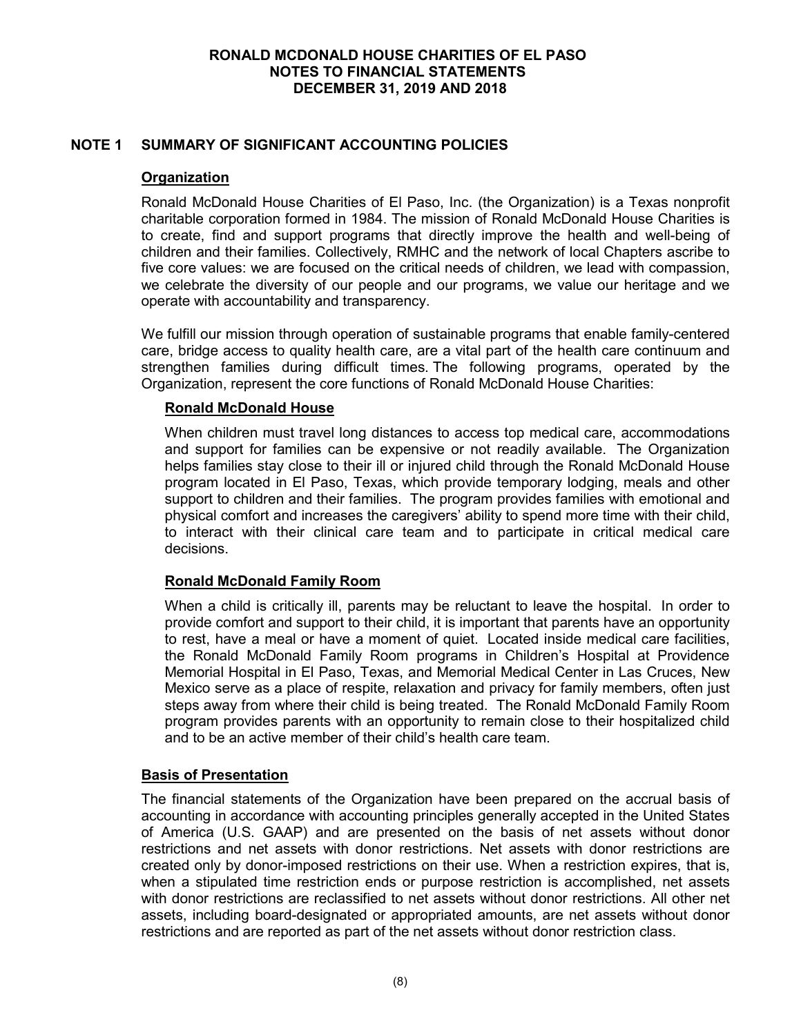# RONALD MCDONALD HOUSE CHARITIES OF EL PASO
## NOTES TO FINANCIAL STATEMENTS
## DECEMBER 31, 2019 AND 2018

## NOTE 1 SUMMARY OF SIGNIFICANT ACCOUNTING POLICIES

### Organization

Ronald McDonald House Charities of El Paso, Inc. (the Organization) is a Texas nonprofit charitable corporation formed in 1984. The mission of Ronald McDonald House Charities is to create, find and support programs that directly improve the health and well-being of children and their families. Collectively, RMHC and the network of local Chapters ascribe to five core values: we are focused on the critical needs of children, we lead with compassion, we celebrate the diversity of our people and our programs, we value our heritage and we operate with accountability and transparency.

We fulfill our mission through operation of sustainable programs that enable family-centered care, bridge access to quality health care, are a vital part of the health care continuum and strengthen families during difficult times. The following programs, operated by the Organization, represent the core functions of Ronald McDonald House Charities:

#### Ronald McDonald House

When children must travel long distances to access top medical care, accommodations and support for families can be expensive or not readily available. The Organization helps families stay close to their ill or injured child through the Ronald McDonald House program located in El Paso, Texas, which provide temporary lodging, meals and other support to children and their families. The program provides families with emotional and physical comfort and increases the caregivers' ability to spend more time with their child, to interact with their clinical care team and to participate in critical medical care decisions.

#### Ronald McDonald Family Room

When a child is critically ill, parents may be reluctant to leave the hospital. In order to provide comfort and support to their child, it is important that parents have an opportunity to rest, have a meal or have a moment of quiet. Located inside medical care facilities, the Ronald McDonald Family Room programs in Children's Hospital at Providence Memorial Hospital in El Paso, Texas, and Memorial Medical Center in Las Cruces, New Mexico serve as a place of respite, relaxation and privacy for family members, often just steps away from where their child is being treated. The Ronald McDonald Family Room program provides parents with an opportunity to remain close to their hospitalized child and to be an active member of their child's health care team.

### Basis of Presentation

The financial statements of the Organization have been prepared on the accrual basis of accounting in accordance with accounting principles generally accepted in the United States of America (U.S. GAAP) and are presented on the basis of net assets without donor restrictions and net assets with donor restrictions. Net assets with donor restrictions are created only by donor-imposed restrictions on their use. When a restriction expires, that is, when a stipulated time restriction ends or purpose restriction is accomplished, net assets with donor restrictions are reclassified to net assets without donor restrictions. All other net assets, including board-designated or appropriated amounts, are net assets without donor restrictions and are reported as part of the net assets without donor restriction class.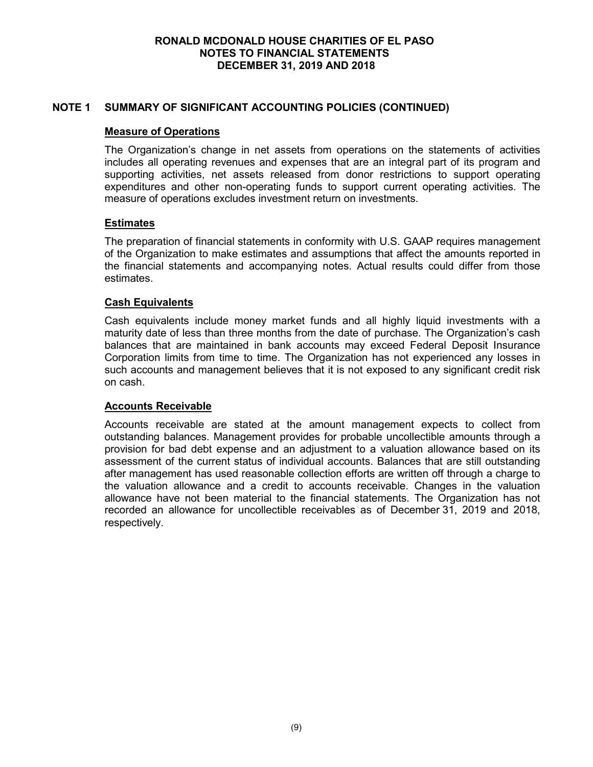# RONALD MCDONALD HOUSE CHARITIES OF EL PASO
## NOTES TO FINANCIAL STATEMENTS
## DECEMBER 31, 2019 AND 2018

## NOTE 1 SUMMARY OF SIGNIFICANT ACCOUNTING POLICIES (CONTINUED)

### Measure of Operations

The Organization's change in net assets from operations on the statements of activities includes all operating revenues and expenses that are an integral part of its program and supporting activities, net assets released from donor restrictions to support operating expenditures and other non-operating funds to support current operating activities. The measure of operations excludes investment return on investments.

### Estimates

The preparation of financial statements in conformity with U.S. GAAP requires management of the Organization to make estimates and assumptions that affect the amounts reported in the financial statements and accompanying notes. Actual results could differ from those estimates.

### Cash Equivalents

Cash equivalents include money market funds and all highly liquid investments with a maturity date of less than three months from the date of purchase. The Organization's cash balances that are maintained in bank accounts may exceed Federal Deposit Insurance Corporation limits from time to time. The Organization has not experienced any losses in such accounts and management believes that it is not exposed to any significant credit risk on cash.

### Accounts Receivable

Accounts receivable are stated at the amount management expects to collect from outstanding balances. Management provides for probable uncollectible amounts through a provision for bad debt expense and an adjustment to a valuation allowance based on its assessment of the current status of individual accounts. Balances that are still outstanding after management has used reasonable collection efforts are written off through a charge to the valuation allowance and a credit to accounts receivable. Changes in the valuation allowance have not been material to the financial statements. The Organization has not recorded an allowance for uncollectible receivables as of December 31, 2019 and 2018, respectively.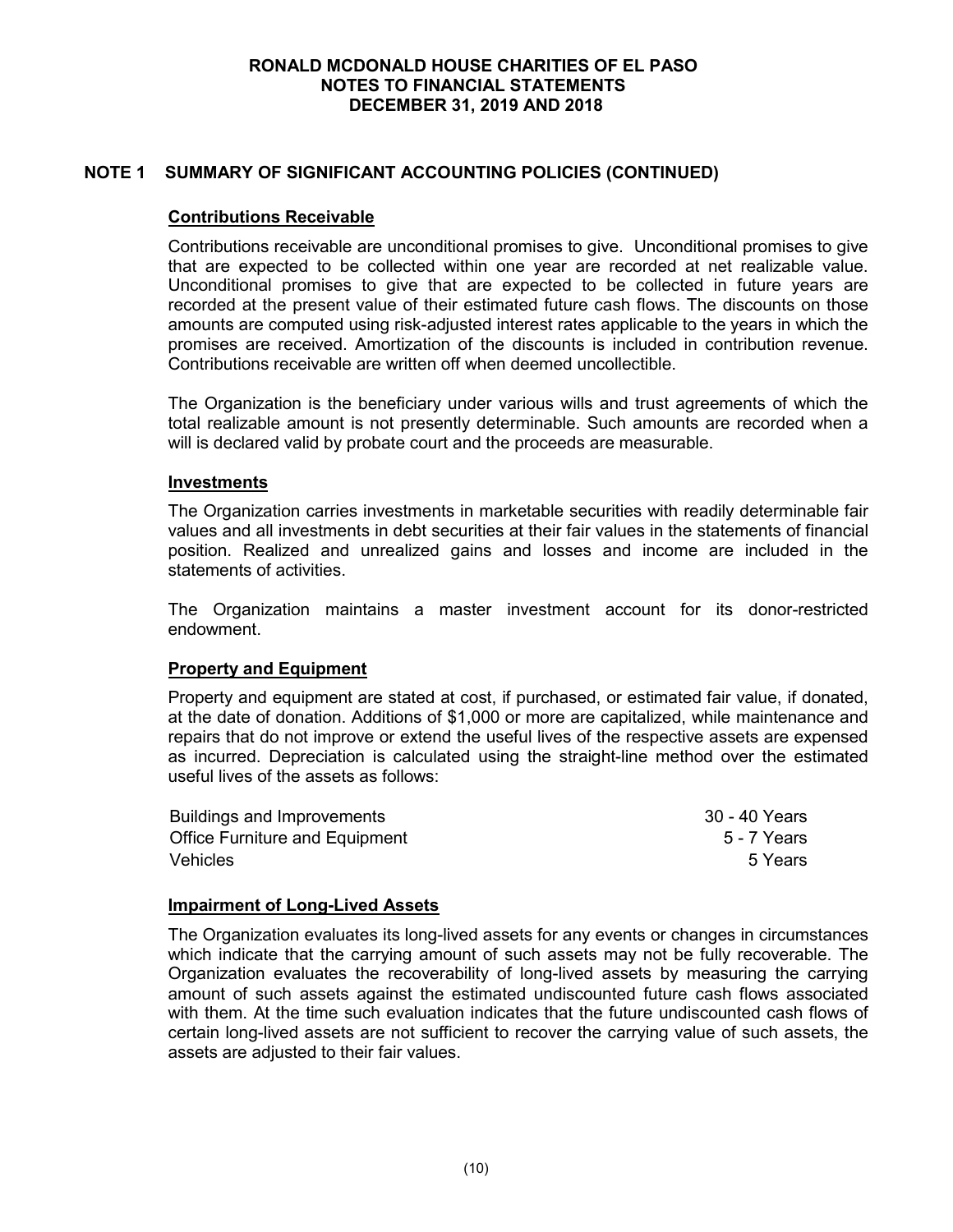## NOTE 1 SUMMARY OF SIGNIFICANT ACCOUNTING POLICIES (CONTINUED)

### Contributions Receivable

Contributions receivable are unconditional promises to give. Unconditional promises to give that are expected to be collected within one year are recorded at net realizable value. Unconditional promises to give that are expected to be collected in future years are recorded at the present value of their estimated future cash flows. The discounts on those amounts are computed using risk-adjusted interest rates applicable to the years in which the promises are received. Amortization of the discounts is included in contribution revenue. Contributions receivable are written off when deemed uncollectible.

The Organization is the beneficiary under various wills and trust agreements of which the total realizable amount is not presently determinable. Such amounts are recorded when a will is declared valid by probate court and the proceeds are measurable.

### Investments

The Organization carries investments in marketable securities with readily determinable fair values and all investments in debt securities at their fair values in the statements of financial position. Realized and unrealized gains and losses and income are included in the statements of activities.

The Organization maintains a master investment account for its donor-restricted endowment.

### Property and Equipment

Property and equipment are stated at cost, if purchased, or estimated fair value, if donated, at the date of donation. Additions of $1,000 or more are capitalized, while maintenance and repairs that do not improve or extend the useful lives of the respective assets are expensed as incurred. Depreciation is calculated using the straight-line method over the estimated useful lives of the assets as follows:

| | |
|---|---|
| Buildings and Improvements | 30 - 40 Years |
| Office Furniture and Equipment | 5 - 7 Years |
| Vehicles | 5 Years |

### Impairment of Long-Lived Assets

The Organization evaluates its long-lived assets for any events or changes in circumstances which indicate that the carrying amount of such assets may not be fully recoverable. The Organization evaluates the recoverability of long-lived assets by measuring the carrying amount of such assets against the estimated undiscounted future cash flows associated with them. At the time such evaluation indicates that the future undiscounted cash flows of certain long-lived assets are not sufficient to recover the carrying value of such assets, the assets are adjusted to their fair values.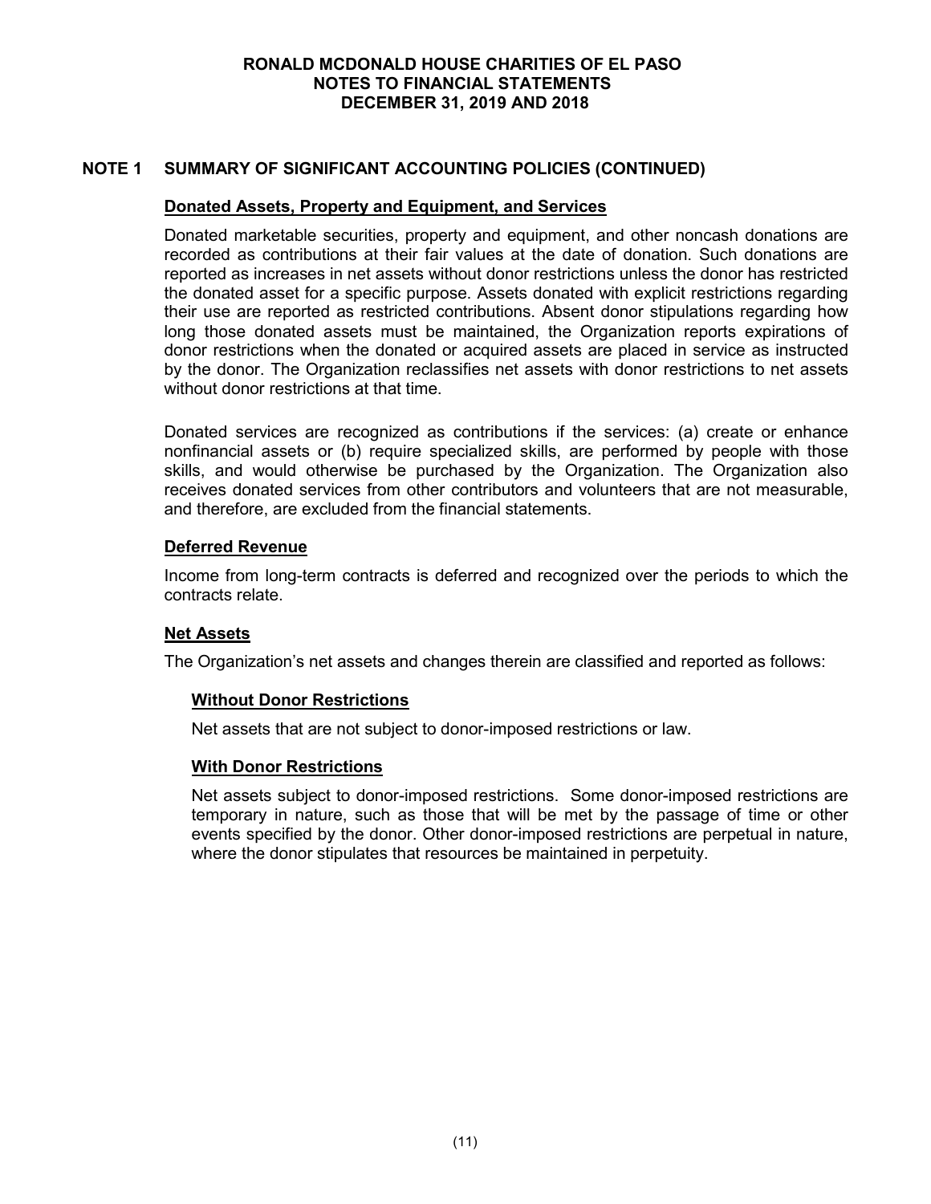## NOTE 1 SUMMARY OF SIGNIFICANT ACCOUNTING POLICIES (CONTINUED)

### Donated Assets, Property and Equipment, and Services

Donated marketable securities, property and equipment, and other noncash donations are recorded as contributions at their fair values at the date of donation. Such donations are reported as increases in net assets without donor restrictions unless the donor has restricted the donated asset for a specific purpose. Assets donated with explicit restrictions regarding their use are reported as restricted contributions. Absent donor stipulations regarding how long those donated assets must be maintained, the Organization reports expirations of donor restrictions when the donated or acquired assets are placed in service as instructed by the donor. The Organization reclassifies net assets with donor restrictions to net assets without donor restrictions at that time.

Donated services are recognized as contributions if the services: (a) create or enhance nonfinancial assets or (b) require specialized skills, are performed by people with those skills, and would otherwise be purchased by the Organization. The Organization also receives donated services from other contributors and volunteers that are not measurable, and therefore, are excluded from the financial statements.

### Deferred Revenue

Income from long-term contracts is deferred and recognized over the periods to which the contracts relate.

### Net Assets

The Organization's net assets and changes therein are classified and reported as follows:

#### Without Donor Restrictions

Net assets that are not subject to donor-imposed restrictions or law.

#### With Donor Restrictions

Net assets subject to donor-imposed restrictions. Some donor-imposed restrictions are temporary in nature, such as those that will be met by the passage of time or other events specified by the donor. Other donor-imposed restrictions are perpetual in nature, where the donor stipulates that resources be maintained in perpetuity.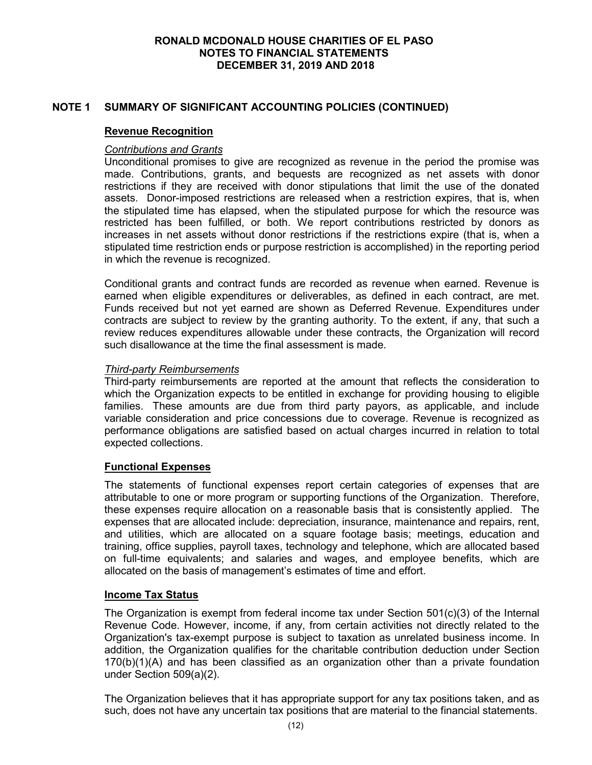## NOTE 1 SUMMARY OF SIGNIFICANT ACCOUNTING POLICIES (CONTINUED)

### Revenue Recognition

*Contributions and Grants*

Unconditional promises to give are recognized as revenue in the period the promise was made. Contributions, grants, and bequests are recognized as net assets with donor restrictions if they are received with donor stipulations that limit the use of the donated assets. Donor-imposed restrictions are released when a restriction expires, that is, when the stipulated time has elapsed, when the stipulated purpose for which the resource was restricted has been fulfilled, or both. We report contributions restricted by donors as increases in net assets without donor restrictions if the restrictions expire (that is, when a stipulated time restriction ends or purpose restriction is accomplished) in the reporting period in which the revenue is recognized.

Conditional grants and contract funds are recorded as revenue when earned. Revenue is earned when eligible expenditures or deliverables, as defined in each contract, are met. Funds received but not yet earned are shown as Deferred Revenue. Expenditures under contracts are subject to review by the granting authority. To the extent, if any, that such a review reduces expenditures allowable under these contracts, the Organization will record such disallowance at the time the final assessment is made.

*Third-party Reimbursements*

Third-party reimbursements are reported at the amount that reflects the consideration to which the Organization expects to be entitled in exchange for providing housing to eligible families. These amounts are due from third party payors, as applicable, and include variable consideration and price concessions due to coverage. Revenue is recognized as performance obligations are satisfied based on actual charges incurred in relation to total expected collections.

### Functional Expenses

The statements of functional expenses report certain categories of expenses that are attributable to one or more program or supporting functions of the Organization. Therefore, these expenses require allocation on a reasonable basis that is consistently applied. The expenses that are allocated include: depreciation, insurance, maintenance and repairs, rent, and utilities, which are allocated on a square footage basis; meetings, education and training, office supplies, payroll taxes, technology and telephone, which are allocated based on full-time equivalents; and salaries and wages, and employee benefits, which are allocated on the basis of management's estimates of time and effort.

### Income Tax Status

The Organization is exempt from federal income tax under Section 501(c)(3) of the Internal Revenue Code. However, income, if any, from certain activities not directly related to the Organization's tax-exempt purpose is subject to taxation as unrelated business income. In addition, the Organization qualifies for the charitable contribution deduction under Section 170(b)(1)(A) and has been classified as an organization other than a private foundation under Section 509(a)(2).

The Organization believes that it has appropriate support for any tax positions taken, and as such, does not have any uncertain tax positions that are material to the financial statements.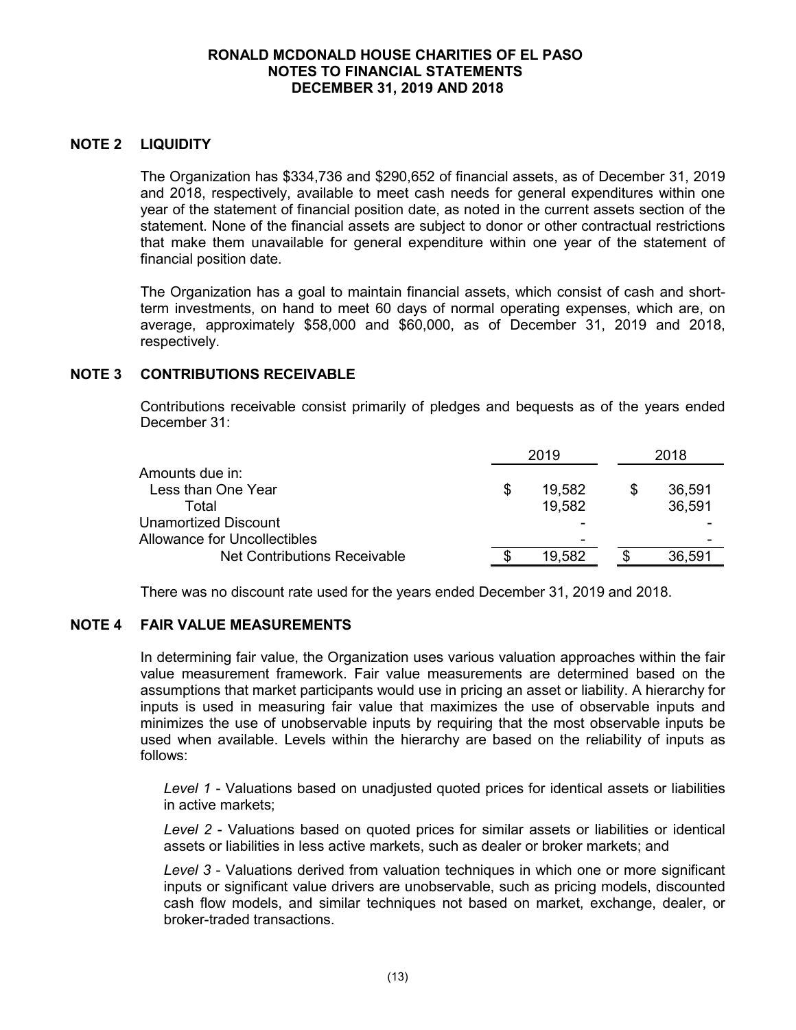## NOTE 2 LIQUIDITY

The Organization has $334,736 and $290,652 of financial assets, as of December 31, 2019 and 2018, respectively, available to meet cash needs for general expenditures within one year of the statement of financial position date, as noted in the current assets section of the statement. None of the financial assets are subject to donor or other contractual restrictions that make them unavailable for general expenditure within one year of the statement of financial position date.

The Organization has a goal to maintain financial assets, which consist of cash and short-term investments, on hand to meet 60 days of normal operating expenses, which are, on average, approximately $58,000 and $60,000, as of December 31, 2019 and 2018, respectively.

## NOTE 3 CONTRIBUTIONS RECEIVABLE

Contributions receivable consist primarily of pledges and bequests as of the years ended December 31:

| | 2019 | 2018 |
|---|---|---|
| Amounts due in: | | |
| Less than One Year | $ 19,582 | $ 36,591 |
| Total | 19,582 | 36,591 |
| Unamortized Discount | - | - |
| Allowance for Uncollectibles | - | - |
| Net Contributions Receivable | $ 19,582 | $ 36,591 |

There was no discount rate used for the years ended December 31, 2019 and 2018.

## NOTE 4 FAIR VALUE MEASUREMENTS

In determining fair value, the Organization uses various valuation approaches within the fair value measurement framework. Fair value measurements are determined based on the assumptions that market participants would use in pricing an asset or liability. A hierarchy for inputs is used in measuring fair value that maximizes the use of observable inputs and minimizes the use of unobservable inputs by requiring that the most observable inputs be used when available. Levels within the hierarchy are based on the reliability of inputs as follows:

*Level 1* - Valuations based on unadjusted quoted prices for identical assets or liabilities in active markets;

*Level 2* - Valuations based on quoted prices for similar assets or liabilities or identical assets or liabilities in less active markets, such as dealer or broker markets; and

*Level 3* - Valuations derived from valuation techniques in which one or more significant inputs or significant value drivers are unobservable, such as pricing models, discounted cash flow models, and similar techniques not based on market, exchange, dealer, or broker-traded transactions.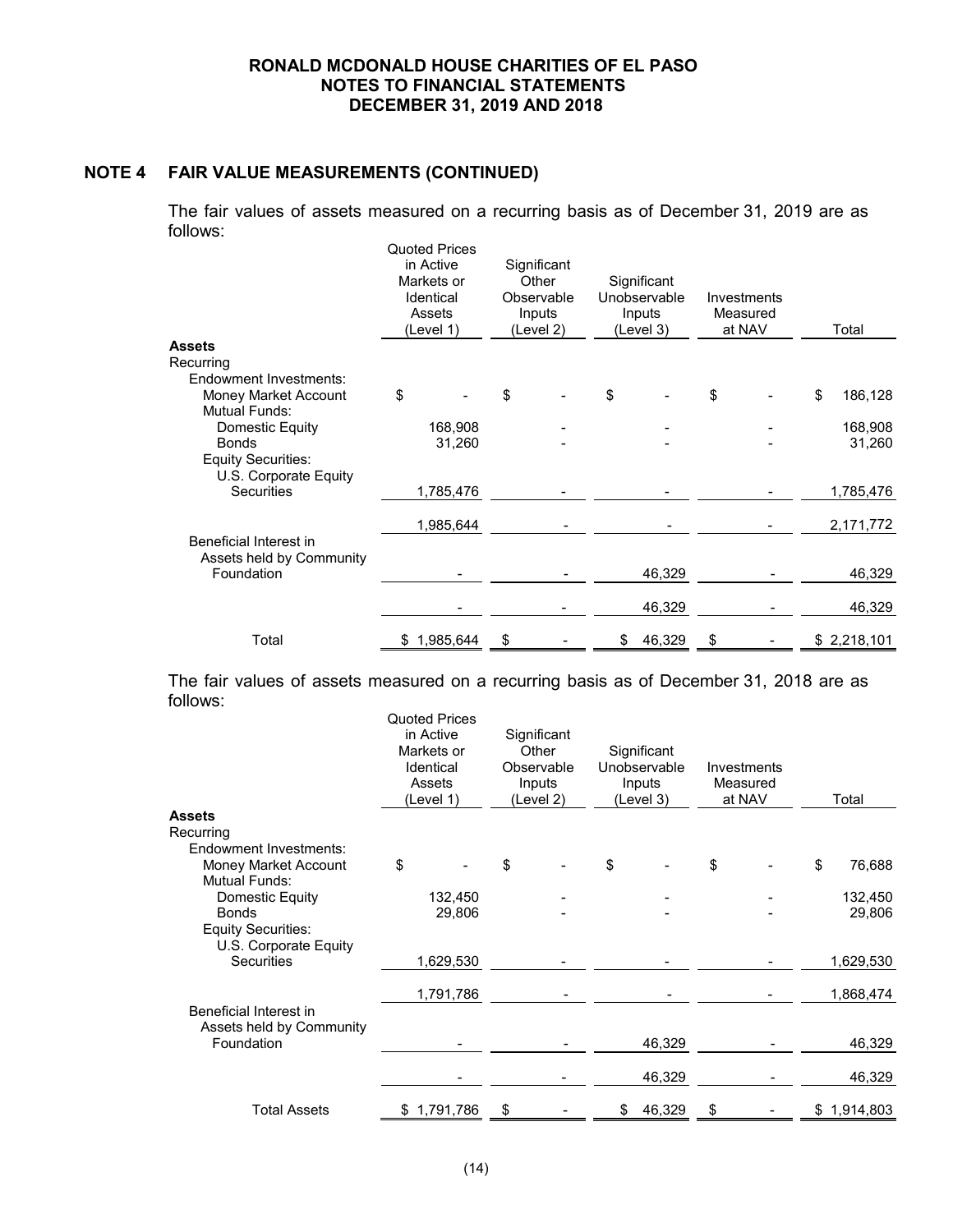**RONALD MCDONALD HOUSE CHARITIES OF EL PASO**
**NOTES TO FINANCIAL STATEMENTS**
**DECEMBER 31, 2019 AND 2018**

## NOTE 4 FAIR VALUE MEASUREMENTS (CONTINUED)

The fair values of assets measured on a recurring basis as of December 31, 2019 are as follows:

| | Quoted Prices in Active Markets or Identical Assets (Level 1) | Significant Other Observable Inputs (Level 2) | Significant Unobservable Inputs (Level 3) | Investments Measured at NAV | Total |
|---|---|---|---|---|---|
| **Assets** | | | | | |
| Recurring | | | | | |
| Endowment Investments: | | | | | |
| Money Market Account | $ - | $ - | $ - | $ - | $ 186,128 |
| Mutual Funds: | | | | | |
| Domestic Equity | 168,908 | - | - | - | 168,908 |
| Bonds | 31,260 | - | - | - | 31,260 |
| Equity Securities: | | | | | |
| U.S. Corporate Equity Securities | 1,785,476 | - | - | - | 1,785,476 |
| | 1,985,644 | - | - | - | 2,171,772 |
| Beneficial Interest in Assets held by Community Foundation | - | - | 46,329 | - | 46,329 |
| | - | - | 46,329 | - | 46,329 |
| Total | $ 1,985,644 | $ - | $ 46,329 | $ - | $ 2,218,101 |

The fair values of assets measured on a recurring basis as of December 31, 2018 are as follows:

| | Quoted Prices in Active Markets or Identical Assets (Level 1) | Significant Other Observable Inputs (Level 2) | Significant Unobservable Inputs (Level 3) | Investments Measured at NAV | Total |
|---|---|---|---|---|---|
| **Assets** | | | | | |
| Recurring | | | | | |
| Endowment Investments: | | | | | |
| Money Market Account | $ - | $ - | $ - | $ - | $ 76,688 |
| Mutual Funds: | | | | | |
| Domestic Equity | 132,450 | - | - | - | 132,450 |
| Bonds | 29,806 | - | - | - | 29,806 |
| Equity Securities: | | | | | |
| U.S. Corporate Equity Securities | 1,629,530 | - | - | - | 1,629,530 |
| | 1,791,786 | - | - | - | 1,868,474 |
| Beneficial Interest in Assets held by Community Foundation | - | - | 46,329 | - | 46,329 |
| | - | - | 46,329 | - | 46,329 |
| Total Assets | $ 1,791,786 | $ - | $ 46,329 | $ - | $ 1,914,803 |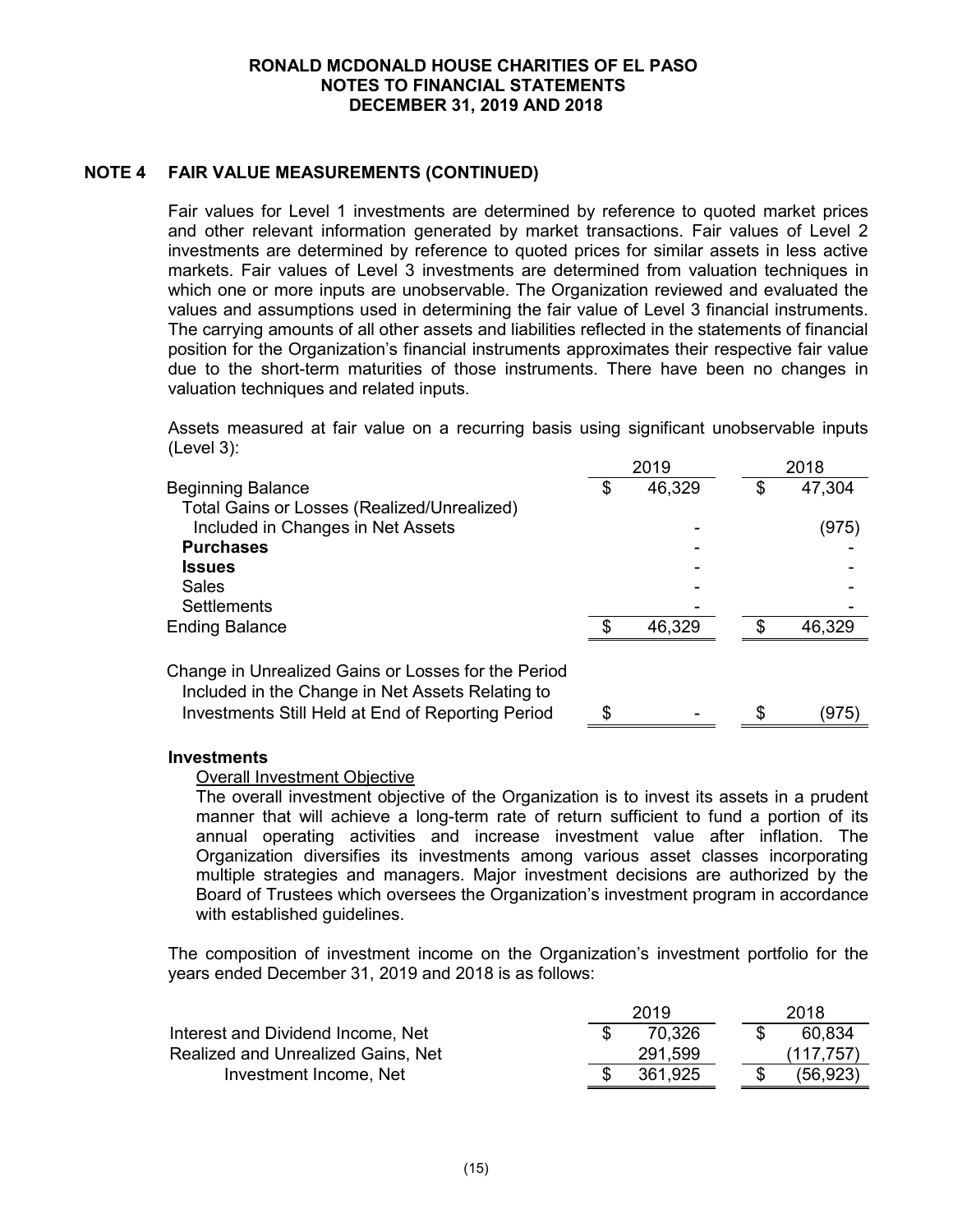## NOTE 4 FAIR VALUE MEASUREMENTS (CONTINUED)

Fair values for Level 1 investments are determined by reference to quoted market prices and other relevant information generated by market transactions. Fair values of Level 2 investments are determined by reference to quoted prices for similar assets in less active markets. Fair values of Level 3 investments are determined from valuation techniques in which one or more inputs are unobservable. The Organization reviewed and evaluated the values and assumptions used in determining the fair value of Level 3 financial instruments. The carrying amounts of all other assets and liabilities reflected in the statements of financial position for the Organization's financial instruments approximates their respective fair value due to the short-term maturities of those instruments. There have been no changes in valuation techniques and related inputs.

Assets measured at fair value on a recurring basis using significant unobservable inputs (Level 3):

| | 2019 | 2018 |
|---|---|---|
| Beginning Balance | $ 46,329 | $ 47,304 |
| Total Gains or Losses (Realized/Unrealized) Included in Changes in Net Assets | - | (975) |
| **Purchases** | - | - |
| **Issues** | - | - |
| Sales | - | - |
| Settlements | - | - |
| Ending Balance | $ 46,329 | $ 46,329 |
| Change in Unrealized Gains or Losses for the Period Included in the Change in Net Assets Relating to Investments Still Held at End of Reporting Period | $ - | $ (975) |

**Investments**

Overall Investment Objective

The overall investment objective of the Organization is to invest its assets in a prudent manner that will achieve a long-term rate of return sufficient to fund a portion of its annual operating activities and increase investment value after inflation. The Organization diversifies its investments among various asset classes incorporating multiple strategies and managers. Major investment decisions are authorized by the Board of Trustees which oversees the Organization's investment program in accordance with established guidelines.

The composition of investment income on the Organization's investment portfolio for the years ended December 31, 2019 and 2018 is as follows:

| | 2019 | 2018 |
|---|---|---|
| Interest and Dividend Income, Net | $ 70,326 | $ 60,834 |
| Realized and Unrealized Gains, Net | 291,599 | (117,757) |
| Investment Income, Net | $ 361,925 | $ (56,923) |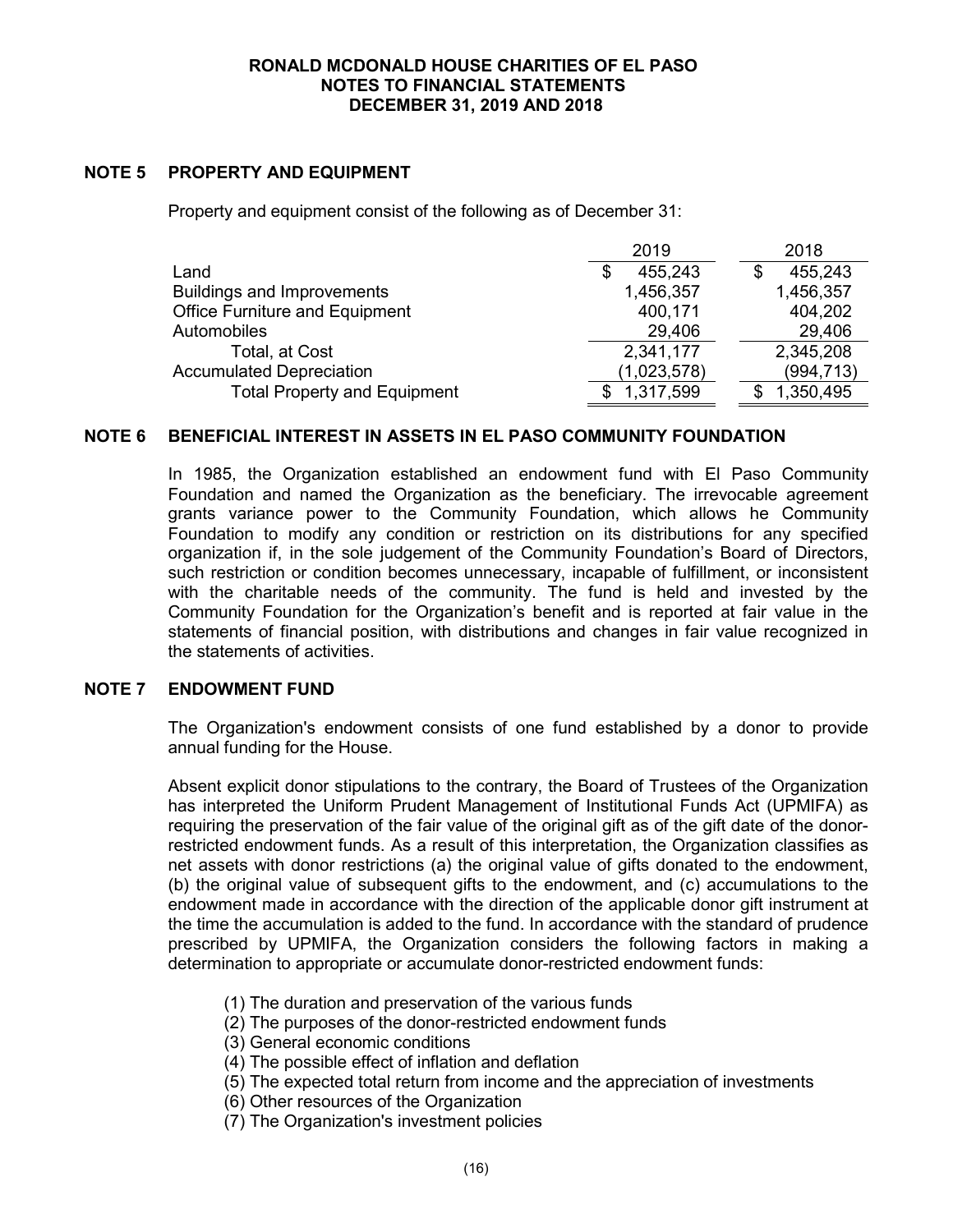## NOTE 5 PROPERTY AND EQUIPMENT

Property and equipment consist of the following as of December 31:

| | 2019 | 2018 |
|---|---|---|
| Land | $ 455,243 | $ 455,243 |
| Buildings and Improvements | 1,456,357 | 1,456,357 |
| Office Furniture and Equipment | 400,171 | 404,202 |
| Automobiles | 29,406 | 29,406 |
| Total, at Cost | 2,341,177 | 2,345,208 |
| Accumulated Depreciation | (1,023,578) | (994,713) |
| Total Property and Equipment | $ 1,317,599 | $ 1,350,495 |

## NOTE 6 BENEFICIAL INTEREST IN ASSETS IN EL PASO COMMUNITY FOUNDATION

In 1985, the Organization established an endowment fund with El Paso Community Foundation and named the Organization as the beneficiary. The irrevocable agreement grants variance power to the Community Foundation, which allows he Community Foundation to modify any condition or restriction on its distributions for any specified organization if, in the sole judgement of the Community Foundation's Board of Directors, such restriction or condition becomes unnecessary, incapable of fulfillment, or inconsistent with the charitable needs of the community. The fund is held and invested by the Community Foundation for the Organization's benefit and is reported at fair value in the statements of financial position, with distributions and changes in fair value recognized in the statements of activities.

## NOTE 7 ENDOWMENT FUND

The Organization's endowment consists of one fund established by a donor to provide annual funding for the House.

Absent explicit donor stipulations to the contrary, the Board of Trustees of the Organization has interpreted the Uniform Prudent Management of Institutional Funds Act (UPMIFA) as requiring the preservation of the fair value of the original gift as of the gift date of the donor-restricted endowment funds. As a result of this interpretation, the Organization classifies as net assets with donor restrictions (a) the original value of gifts donated to the endowment, (b) the original value of subsequent gifts to the endowment, and (c) accumulations to the endowment made in accordance with the direction of the applicable donor gift instrument at the time the accumulation is added to the fund. In accordance with the standard of prudence prescribed by UPMIFA, the Organization considers the following factors in making a determination to appropriate or accumulate donor-restricted endowment funds:

(1) The duration and preservation of the various funds
(2) The purposes of the donor-restricted endowment funds
(3) General economic conditions
(4) The possible effect of inflation and deflation
(5) The expected total return from income and the appreciation of investments
(6) Other resources of the Organization
(7) The Organization's investment policies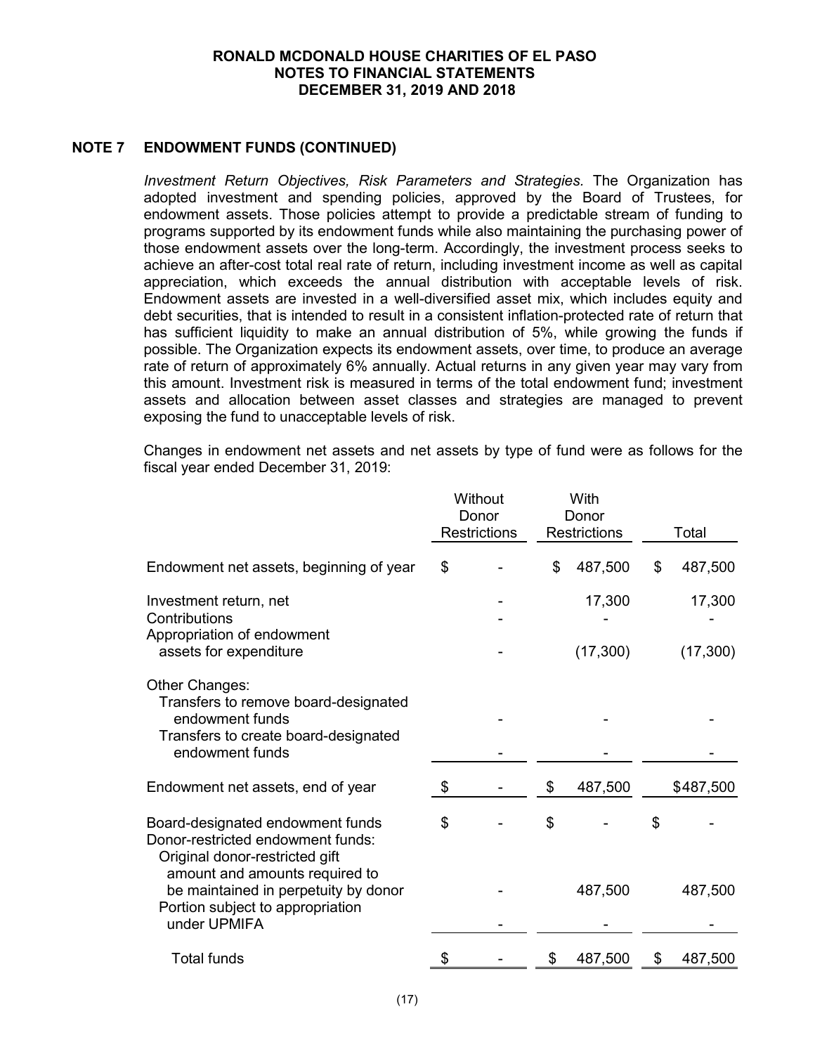## NOTE 7 ENDOWMENT FUNDS (CONTINUED)

*Investment Return Objectives, Risk Parameters and Strategies.* The Organization has adopted investment and spending policies, approved by the Board of Trustees, for endowment assets. Those policies attempt to provide a predictable stream of funding to programs supported by its endowment funds while also maintaining the purchasing power of those endowment assets over the long-term. Accordingly, the investment process seeks to achieve an after-cost total real rate of return, including investment income as well as capital appreciation, which exceeds the annual distribution with acceptable levels of risk. Endowment assets are invested in a well-diversified asset mix, which includes equity and debt securities, that is intended to result in a consistent inflation-protected rate of return that has sufficient liquidity to make an annual distribution of 5%, while growing the funds if possible. The Organization expects its endowment assets, over time, to produce an average rate of return of approximately 6% annually. Actual returns in any given year may vary from this amount. Investment risk is measured in terms of the total endowment fund; investment assets and allocation between asset classes and strategies are managed to prevent exposing the fund to unacceptable levels of risk.

Changes in endowment net assets and net assets by type of fund were as follows for the fiscal year ended December 31, 2019:

| | Without Donor Restrictions | With Donor Restrictions | Total |
|---|---|---|---|
| Endowment net assets, beginning of year | $ - | $ 487,500 | $ 487,500 |
| Investment return, net | - | 17,300 | 17,300 |
| Contributions | - | - | - |
| Appropriation of endowment assets for expenditure | - | (17,300) | (17,300) |
| Other Changes: | | | |
| Transfers to remove board-designated endowment funds | - | - | - |
| Transfers to create board-designated endowment funds | - | - | - |
| Endowment net assets, end of year | $ - | $ 487,500 | $487,500 |
| Board-designated endowment funds | $ - | $ - | $ - |
| Donor-restricted endowment funds: | | | |
| Original donor-restricted gift amount and amounts required to be maintained in perpetuity by donor | - | 487,500 | 487,500 |
| Portion subject to appropriation under UPMIFA | - | - | - |
| Total funds | $ - | $ 487,500 | $ 487,500 |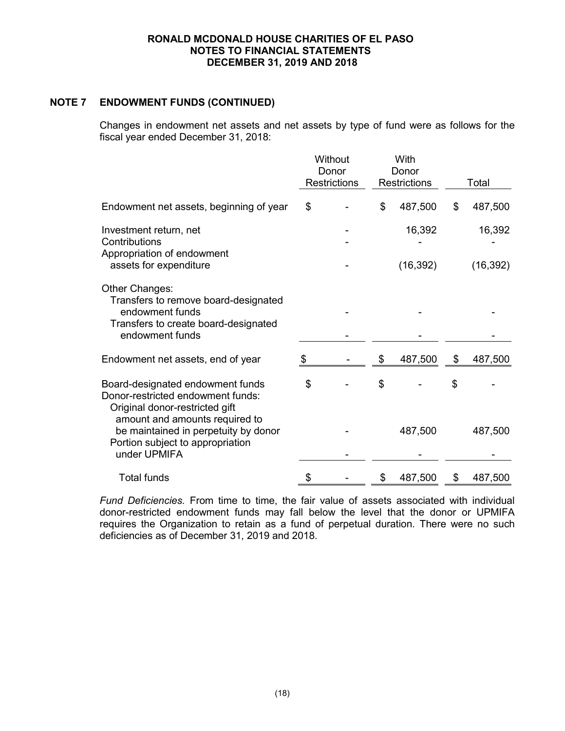# RONALD MCDONALD HOUSE CHARITIES OF EL PASO
## NOTES TO FINANCIAL STATEMENTS
## DECEMBER 31, 2019 AND 2018

## NOTE 7 ENDOWMENT FUNDS (CONTINUED)

Changes in endowment net assets and net assets by type of fund were as follows for the fiscal year ended December 31, 2018:

| | Without Donor Restrictions | With Donor Restrictions | Total |
|---|---|---|---|
| Endowment net assets, beginning of year | $ - | $ 487,500 | $ 487,500 |
| Investment return, net | - | 16,392 | 16,392 |
| Contributions | - | - | - |
| Appropriation of endowment assets for expenditure | - | (16,392) | (16,392) |
| Other Changes: | | | |
| Transfers to remove board-designated endowment funds | - | - | - |
| Transfers to create board-designated endowment funds | - | - | - |
| Endowment net assets, end of year | $ - | $ 487,500 | $ 487,500 |
| Board-designated endowment funds | $ - | $ - | $ - |
| Donor-restricted endowment funds: | | | |
| Original donor-restricted gift amount and amounts required to be maintained in perpetuity by donor | - | 487,500 | 487,500 |
| Portion subject to appropriation under UPMIFA | - | - | - |
| Total funds | $ - | $ 487,500 | $ 487,500 |

*Fund Deficiencies.* From time to time, the fair value of assets associated with individual donor-restricted endowment funds may fall below the level that the donor or UPMIFA requires the Organization to retain as a fund of perpetual duration. There were no such deficiencies as of December 31, 2019 and 2018.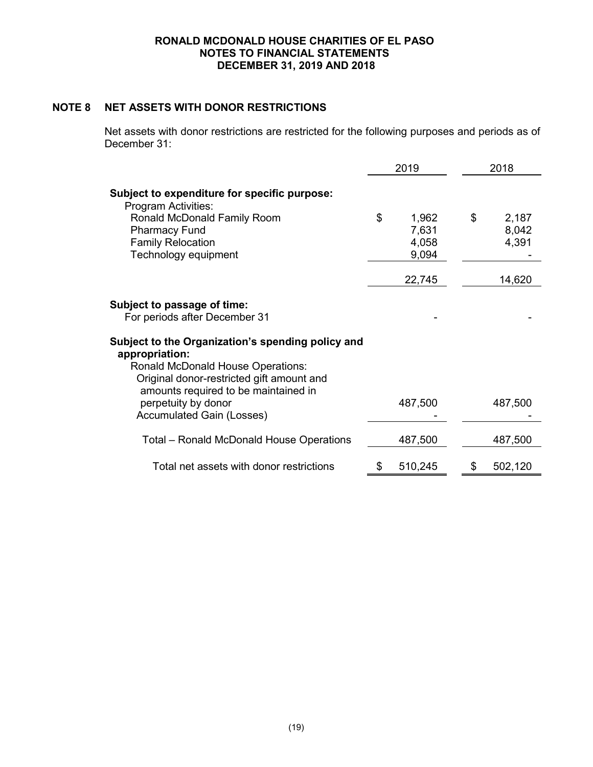# RONALD MCDONALD HOUSE CHARITIES OF EL PASO
## NOTES TO FINANCIAL STATEMENTS
## DECEMBER 31, 2019 AND 2018

### NOTE 8 NET ASSETS WITH DONOR RESTRICTIONS

Net assets with donor restrictions are restricted for the following purposes and periods as of December 31:

| | 2019 | 2018 |
|---|---|---|
| **Subject to expenditure for specific purpose:** | | |
| Program Activities: | | |
| Ronald McDonald Family Room | $ 1,962 | $ 2,187 |
| Pharmacy Fund | 7,631 | 8,042 |
| Family Relocation | 4,058 | 4,391 |
| Technology equipment | 9,094 | - |
| | 22,745 | 14,620 |
| **Subject to passage of time:** | | |
| For periods after December 31 | - | - |
| **Subject to the Organization's spending policy and appropriation:** | | |
| Ronald McDonald House Operations: | | |
| Original donor-restricted gift amount and amounts required to be maintained in perpetuity by donor | 487,500 | 487,500 |
| Accumulated Gain (Losses) | - | - |
| Total – Ronald McDonald House Operations | 487,500 | 487,500 |
| Total net assets with donor restrictions | $ 510,245 | $ 502,120 |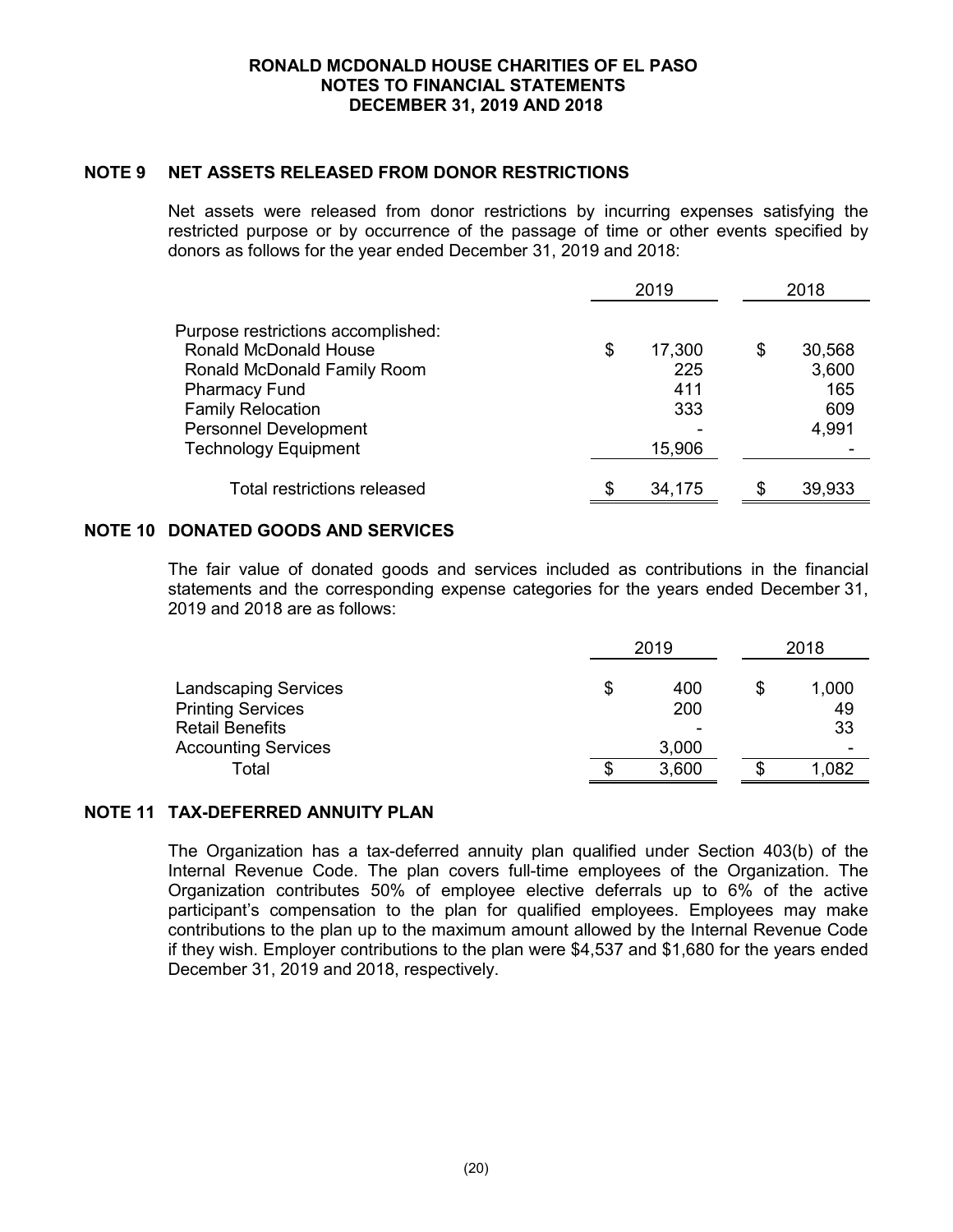**RONALD MCDONALD HOUSE CHARITIES OF EL PASO**
**NOTES TO FINANCIAL STATEMENTS**
**DECEMBER 31, 2019 AND 2018**

## NOTE 9 NET ASSETS RELEASED FROM DONOR RESTRICTIONS

Net assets were released from donor restrictions by incurring expenses satisfying the restricted purpose or by occurrence of the passage of time or other events specified by donors as follows for the year ended December 31, 2019 and 2018:

| | 2019 | 2018 |
|---|---|---|
| Purpose restrictions accomplished: | | |
| Ronald McDonald House | $ 17,300 | $ 30,568 |
| Ronald McDonald Family Room | 225 | 3,600 |
| Pharmacy Fund | 411 | 165 |
| Family Relocation | 333 | 609 |
| Personnel Development | - | 4,991 |
| Technology Equipment | 15,906 | - |
| Total restrictions released | $ 34,175 | $ 39,933 |

## NOTE 10 DONATED GOODS AND SERVICES

The fair value of donated goods and services included as contributions in the financial statements and the corresponding expense categories for the years ended December 31, 2019 and 2018 are as follows:

| | 2019 | 2018 |
|---|---|---|
| Landscaping Services | $ 400 | $ 1,000 |
| Printing Services | 200 | 49 |
| Retail Benefits | - | 33 |
| Accounting Services | 3,000 | - |
| Total | $ 3,600 | $ 1,082 |

## NOTE 11 TAX-DEFERRED ANNUITY PLAN

The Organization has a tax-deferred annuity plan qualified under Section 403(b) of the Internal Revenue Code. The plan covers full-time employees of the Organization. The Organization contributes 50% of employee elective deferrals up to 6% of the active participant's compensation to the plan for qualified employees. Employees may make contributions to the plan up to the maximum amount allowed by the Internal Revenue Code if they wish. Employer contributions to the plan were $4,537 and $1,680 for the years ended December 31, 2019 and 2018, respectively.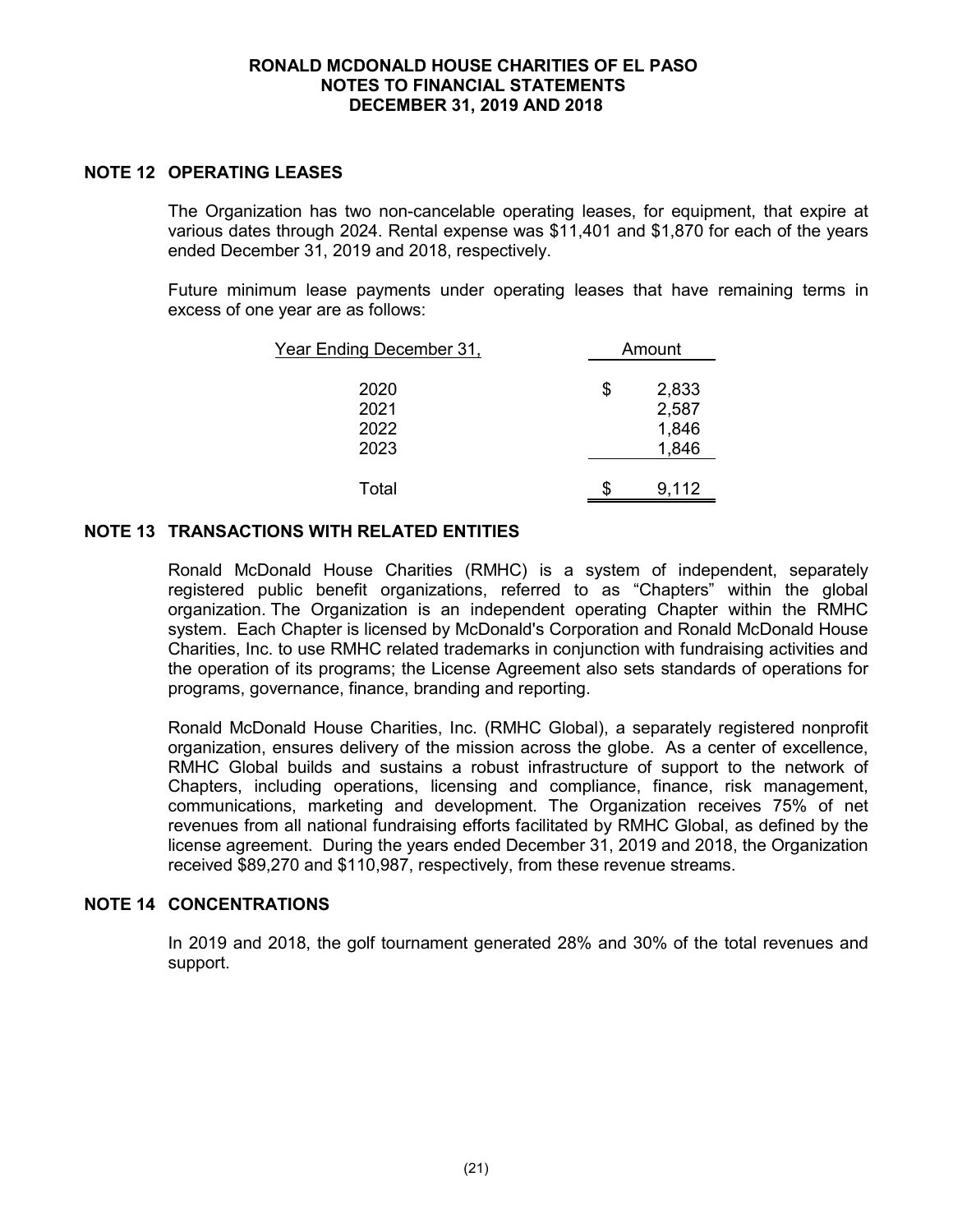## NOTE 12 OPERATING LEASES

The Organization has two non-cancelable operating leases, for equipment, that expire at various dates through 2024. Rental expense was $11,401 and $1,870 for each of the years ended December 31, 2019 and 2018, respectively.

Future minimum lease payments under operating leases that have remaining terms in excess of one year are as follows:

| Year Ending December 31, | Amount |
|---|---|
| 2020 | $ 2,833 |
| 2021 | 2,587 |
| 2022 | 1,846 |
| 2023 | 1,846 |
| Total | $ 9,112 |

## NOTE 13 TRANSACTIONS WITH RELATED ENTITIES

Ronald McDonald House Charities (RMHC) is a system of independent, separately registered public benefit organizations, referred to as "Chapters" within the global organization. The Organization is an independent operating Chapter within the RMHC system. Each Chapter is licensed by McDonald's Corporation and Ronald McDonald House Charities, Inc. to use RMHC related trademarks in conjunction with fundraising activities and the operation of its programs; the License Agreement also sets standards of operations for programs, governance, finance, branding and reporting.

Ronald McDonald House Charities, Inc. (RMHC Global), a separately registered nonprofit organization, ensures delivery of the mission across the globe. As a center of excellence, RMHC Global builds and sustains a robust infrastructure of support to the network of Chapters, including operations, licensing and compliance, finance, risk management, communications, marketing and development. The Organization receives 75% of net revenues from all national fundraising efforts facilitated by RMHC Global, as defined by the license agreement. During the years ended December 31, 2019 and 2018, the Organization received $89,270 and $110,987, respectively, from these revenue streams.

## NOTE 14 CONCENTRATIONS

In 2019 and 2018, the golf tournament generated 28% and 30% of the total revenues and support.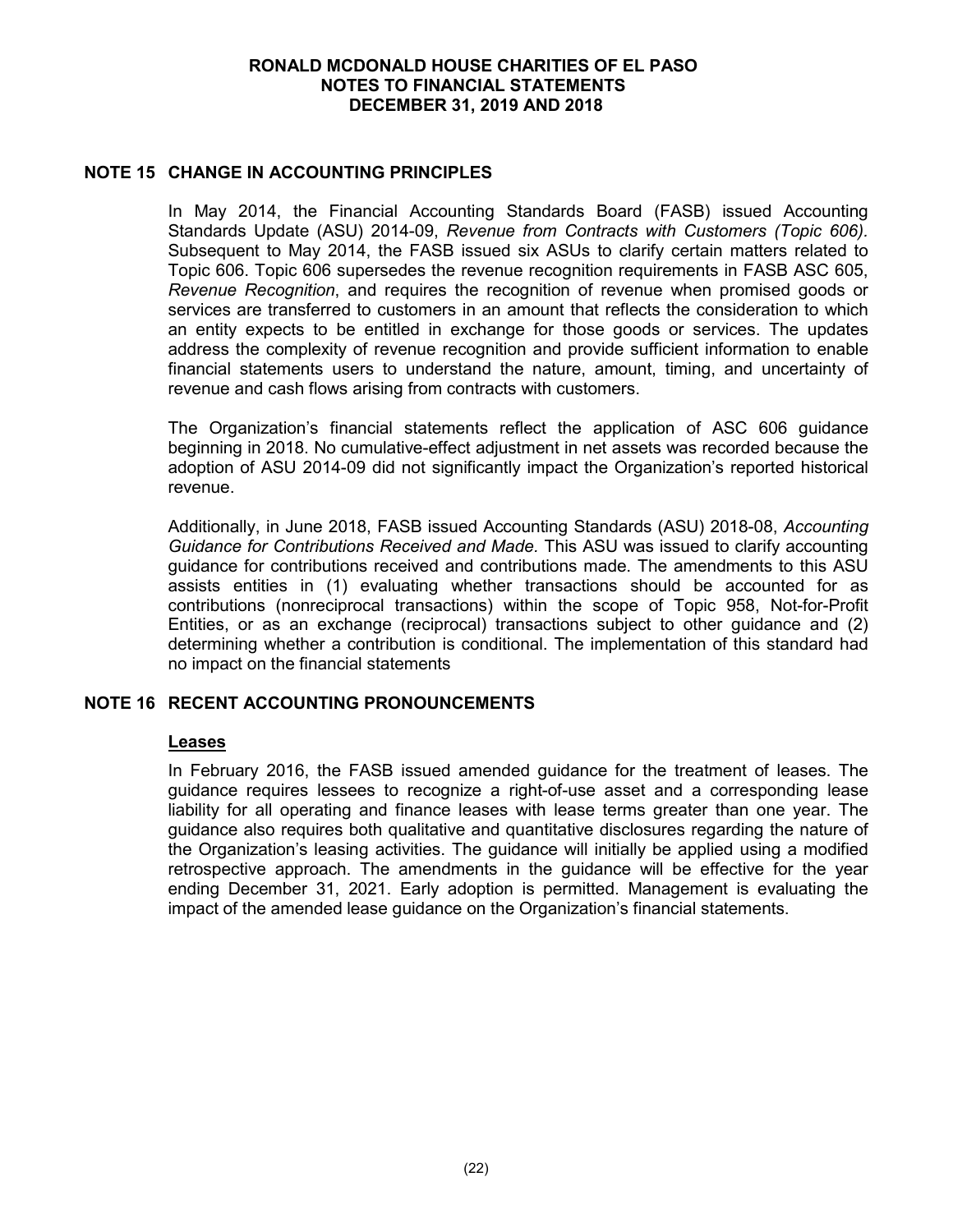## NOTE 15 CHANGE IN ACCOUNTING PRINCIPLES

In May 2014, the Financial Accounting Standards Board (FASB) issued Accounting Standards Update (ASU) 2014-09, *Revenue from Contracts with Customers (Topic 606).* Subsequent to May 2014, the FASB issued six ASUs to clarify certain matters related to Topic 606. Topic 606 supersedes the revenue recognition requirements in FASB ASC 605, *Revenue Recognition*, and requires the recognition of revenue when promised goods or services are transferred to customers in an amount that reflects the consideration to which an entity expects to be entitled in exchange for those goods or services. The updates address the complexity of revenue recognition and provide sufficient information to enable financial statements users to understand the nature, amount, timing, and uncertainty of revenue and cash flows arising from contracts with customers.

The Organization's financial statements reflect the application of ASC 606 guidance beginning in 2018. No cumulative-effect adjustment in net assets was recorded because the adoption of ASU 2014-09 did not significantly impact the Organization's reported historical revenue.

Additionally, in June 2018, FASB issued Accounting Standards (ASU) 2018-08, *Accounting Guidance for Contributions Received and Made.* This ASU was issued to clarify accounting guidance for contributions received and contributions made. The amendments to this ASU assists entities in (1) evaluating whether transactions should be accounted for as contributions (nonreciprocal transactions) within the scope of Topic 958, Not-for-Profit Entities, or as an exchange (reciprocal) transactions subject to other guidance and (2) determining whether a contribution is conditional. The implementation of this standard had no impact on the financial statements

## NOTE 16 RECENT ACCOUNTING PRONOUNCEMENTS

### Leases

In February 2016, the FASB issued amended guidance for the treatment of leases. The guidance requires lessees to recognize a right-of-use asset and a corresponding lease liability for all operating and finance leases with lease terms greater than one year. The guidance also requires both qualitative and quantitative disclosures regarding the nature of the Organization's leasing activities. The guidance will initially be applied using a modified retrospective approach. The amendments in the guidance will be effective for the year ending December 31, 2021. Early adoption is permitted. Management is evaluating the impact of the amended lease guidance on the Organization's financial statements.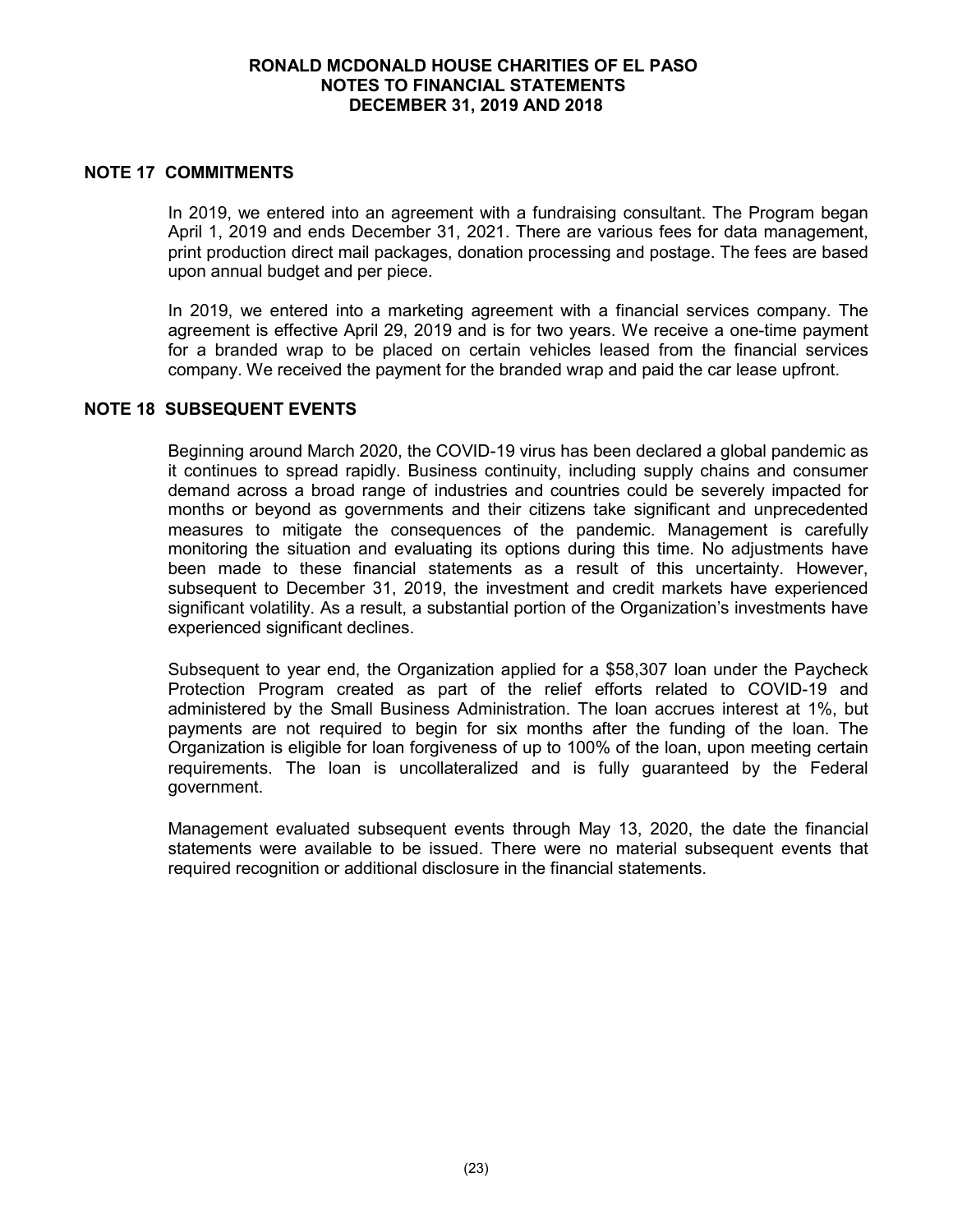## NOTE 17 COMMITMENTS

In 2019, we entered into an agreement with a fundraising consultant. The Program began April 1, 2019 and ends December 31, 2021. There are various fees for data management, print production direct mail packages, donation processing and postage. The fees are based upon annual budget and per piece.

In 2019, we entered into a marketing agreement with a financial services company. The agreement is effective April 29, 2019 and is for two years. We receive a one-time payment for a branded wrap to be placed on certain vehicles leased from the financial services company. We received the payment for the branded wrap and paid the car lease upfront.

## NOTE 18 SUBSEQUENT EVENTS

Beginning around March 2020, the COVID-19 virus has been declared a global pandemic as it continues to spread rapidly. Business continuity, including supply chains and consumer demand across a broad range of industries and countries could be severely impacted for months or beyond as governments and their citizens take significant and unprecedented measures to mitigate the consequences of the pandemic. Management is carefully monitoring the situation and evaluating its options during this time. No adjustments have been made to these financial statements as a result of this uncertainty. However, subsequent to December 31, 2019, the investment and credit markets have experienced significant volatility. As a result, a substantial portion of the Organization's investments have experienced significant declines.

Subsequent to year end, the Organization applied for a $58,307 loan under the Paycheck Protection Program created as part of the relief efforts related to COVID-19 and administered by the Small Business Administration. The loan accrues interest at 1%, but payments are not required to begin for six months after the funding of the loan. The Organization is eligible for loan forgiveness of up to 100% of the loan, upon meeting certain requirements. The loan is uncollateralized and is fully guaranteed by the Federal government.

Management evaluated subsequent events through May 13, 2020, the date the financial statements were available to be issued. There were no material subsequent events that required recognition or additional disclosure in the financial statements.